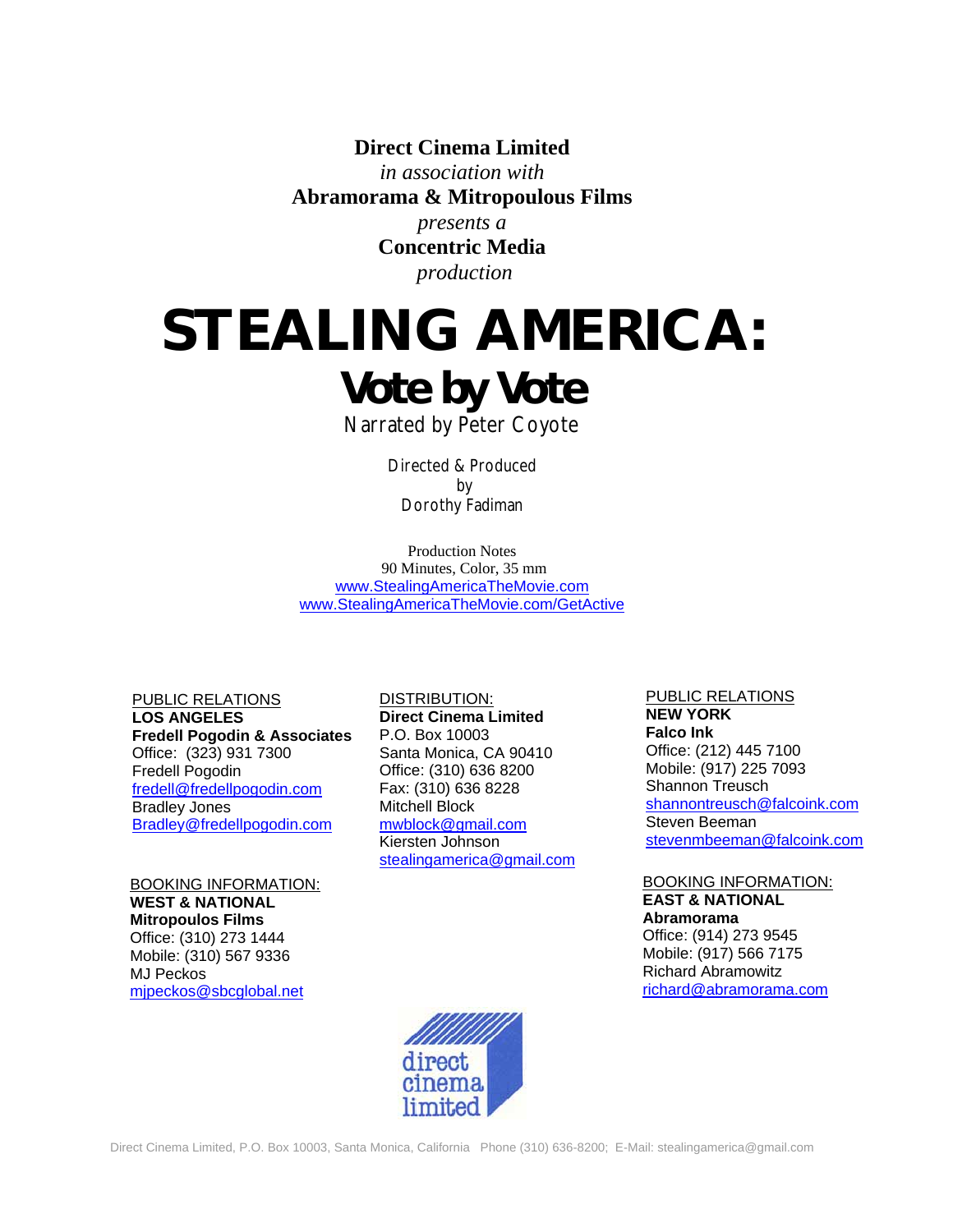**Direct Cinema Limited**
*in association with*
**Abramorama & Mitropoulous Films**
*presents a*
**Concentric Media**
*production*

# STEALING AMERICA:
## Vote by Vote

Narrated by Peter Coyote

Directed & Produced
by
Dorothy Fadiman

Production Notes
90 Minutes, Color, 35 mm
www.StealingAmericaTheMovie.com
www.StealingAmericaTheMovie.com/GetActive

PUBLIC RELATIONS
**LOS ANGELES**
**Fredell Pogodin & Associates**
Office: (323) 931 7300
Fredell Pogodin
fredell@fredellpogodin.com
Bradley Jones
Bradley@fredellpogodin.com

DISTRIBUTION:
**Direct Cinema Limited**
P.O. Box 10003
Santa Monica, CA 90410
Office: (310) 636 8200
Fax: (310) 636 8228
Mitchell Block
mwblock@gmail.com
Kiersten Johnson
stealingamerica@gmail.com

PUBLIC RELATIONS
**NEW YORK**
**Falco Ink**
Office: (212) 445 7100
Mobile: (917) 225 7093
Shannon Treusch
shannontreusch@falcoink.com
Steven Beeman
stevenmbeeman@falcoink.com

BOOKING INFORMATION:
**WEST & NATIONAL**
**Mitropoulos Films**
Office: (310) 273 1444
Mobile: (310) 567 9336
MJ Peckos
mjpeckos@sbcglobal.net

BOOKING INFORMATION:
**EAST & NATIONAL**
**Abramorama**
Office: (914) 273 9545
Mobile: (917) 566 7175
Richard Abramowitz
richard@abramorama.com

direct cinema limited

Direct Cinema Limited, P.O. Box 10003, Santa Monica, California Phone (310) 636-8200; E-Mail: stealingamerica@gmail.com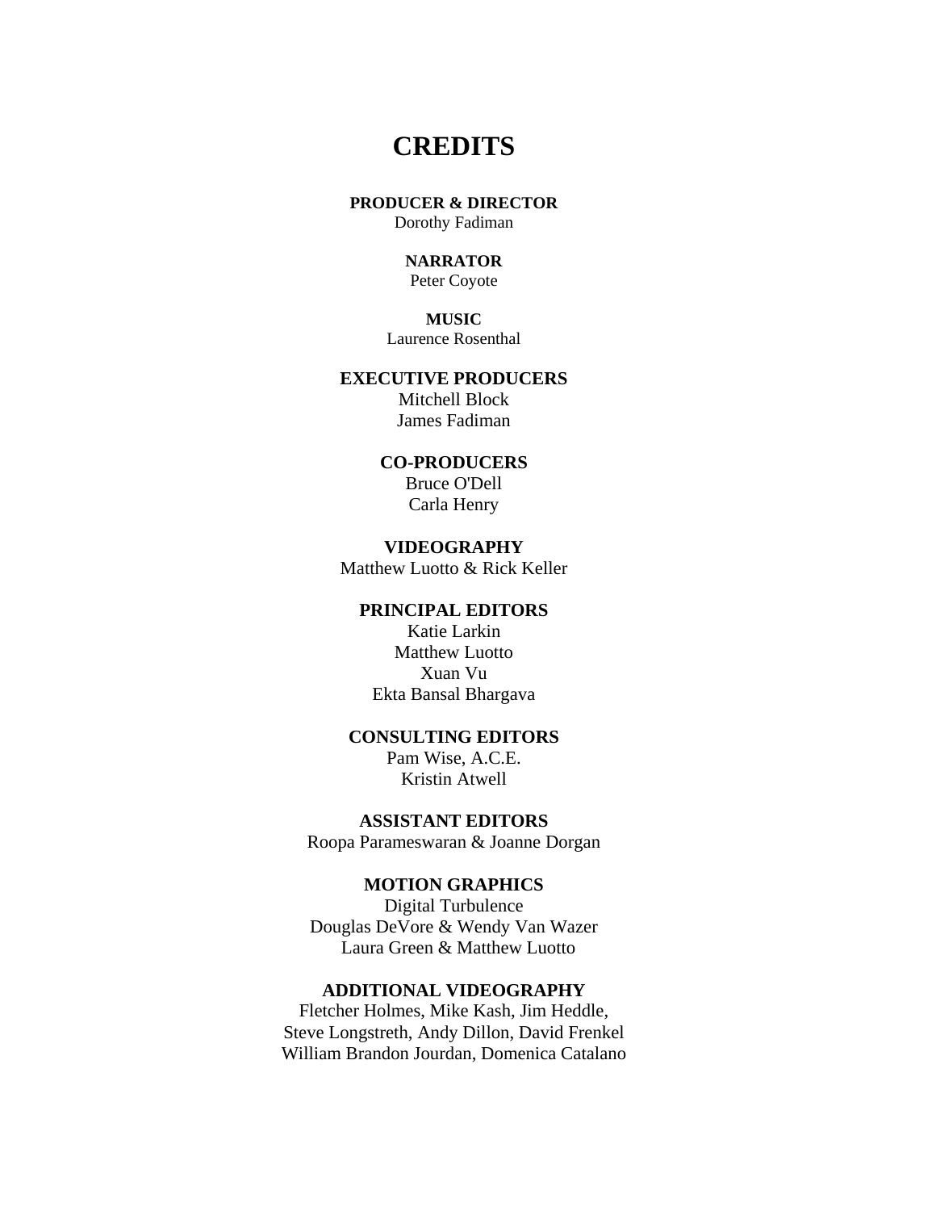# CREDITS

**PRODUCER & DIRECTOR**
Dorothy Fadiman

**NARRATOR**
Peter Coyote

**MUSIC**
Laurence Rosenthal

**EXECUTIVE PRODUCERS**
Mitchell Block
James Fadiman

**CO-PRODUCERS**
Bruce O'Dell
Carla Henry

**VIDEOGRAPHY**
Matthew Luotto & Rick Keller

**PRINCIPAL EDITORS**
Katie Larkin
Matthew Luotto
Xuan Vu
Ekta Bansal Bhargava

**CONSULTING EDITORS**
Pam Wise, A.C.E.
Kristin Atwell

**ASSISTANT EDITORS**
Roopa Parameswaran & Joanne Dorgan

**MOTION GRAPHICS**
Digital Turbulence
Douglas DeVore & Wendy Van Wazer
Laura Green & Matthew Luotto

**ADDITIONAL VIDEOGRAPHY**
Fletcher Holmes, Mike Kash, Jim Heddle,
Steve Longstreth, Andy Dillon, David Frenkel
William Brandon Jourdan, Domenica Catalano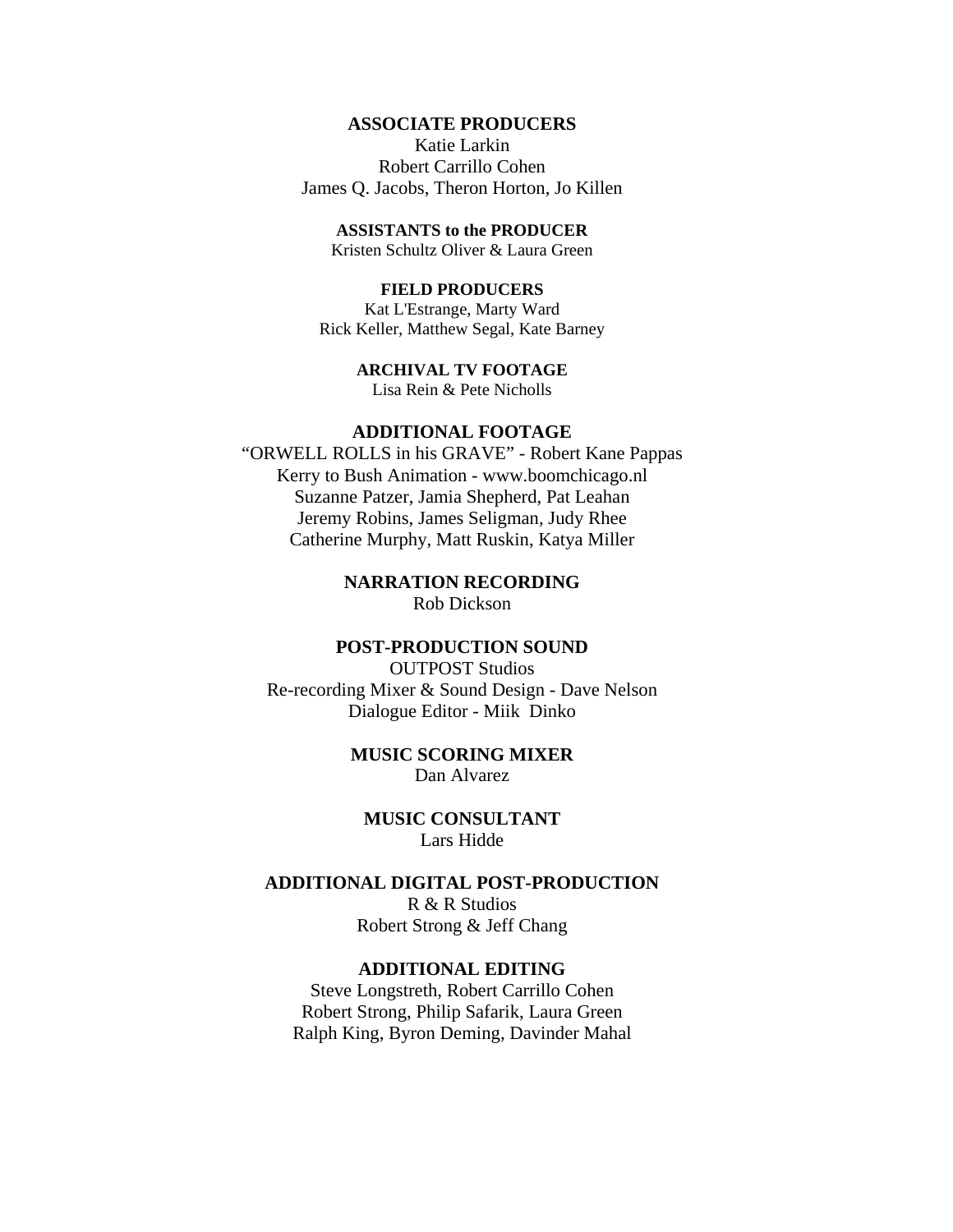**ASSOCIATE PRODUCERS**

Katie Larkin
Robert Carrillo Cohen
James Q. Jacobs, Theron Horton, Jo Killen

**ASSISTANTS to the PRODUCER**

Kristen Schultz Oliver & Laura Green

**FIELD PRODUCERS**

Kat L'Estrange, Marty Ward
Rick Keller, Matthew Segal, Kate Barney

**ARCHIVAL TV FOOTAGE**

Lisa Rein & Pete Nicholls

**ADDITIONAL FOOTAGE**

"ORWELL ROLLS in his GRAVE" - Robert Kane Pappas
Kerry to Bush Animation - www.boomchicago.nl
Suzanne Patzer, Jamia Shepherd, Pat Leahan
Jeremy Robins, James Seligman, Judy Rhee
Catherine Murphy, Matt Ruskin, Katya Miller

**NARRATION RECORDING**

Rob Dickson

**POST-PRODUCTION SOUND**

OUTPOST Studios
Re-recording Mixer & Sound Design - Dave Nelson
Dialogue Editor - Miik Dinko

**MUSIC SCORING MIXER**

Dan Alvarez

**MUSIC CONSULTANT**

Lars Hidde

**ADDITIONAL DIGITAL POST-PRODUCTION**

R & R Studios
Robert Strong & Jeff Chang

**ADDITIONAL EDITING**

Steve Longstreth, Robert Carrillo Cohen
Robert Strong, Philip Safarik, Laura Green
Ralph King, Byron Deming, Davinder Mahal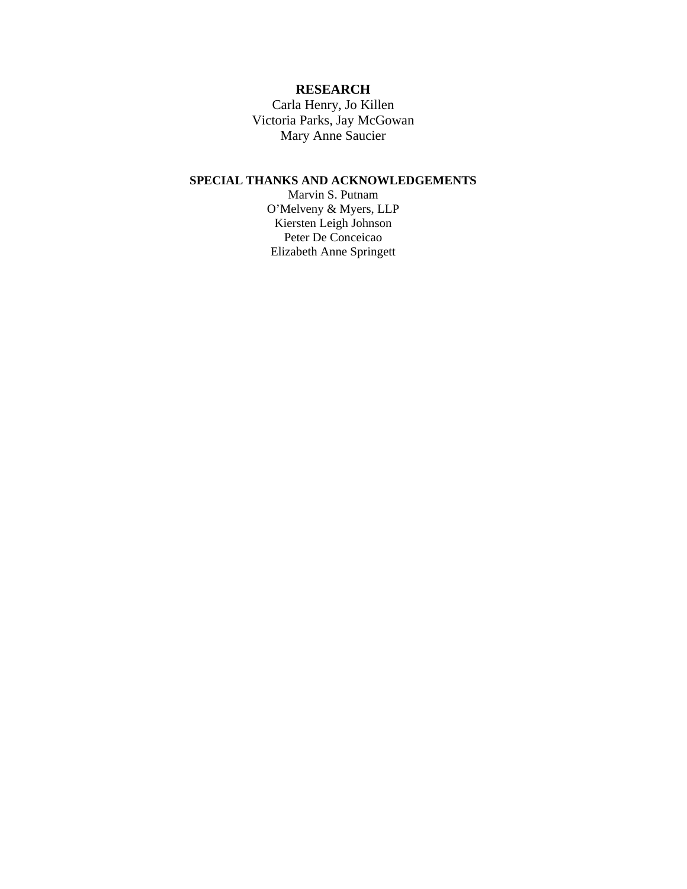**RESEARCH**

Carla Henry, Jo Killen
Victoria Parks, Jay McGowan
Mary Anne Saucier

**SPECIAL THANKS AND ACKNOWLEDGEMENTS**

Marvin S. Putnam
O'Melveny & Myers, LLP
Kiersten Leigh Johnson
Peter De Conceicao
Elizabeth Anne Springett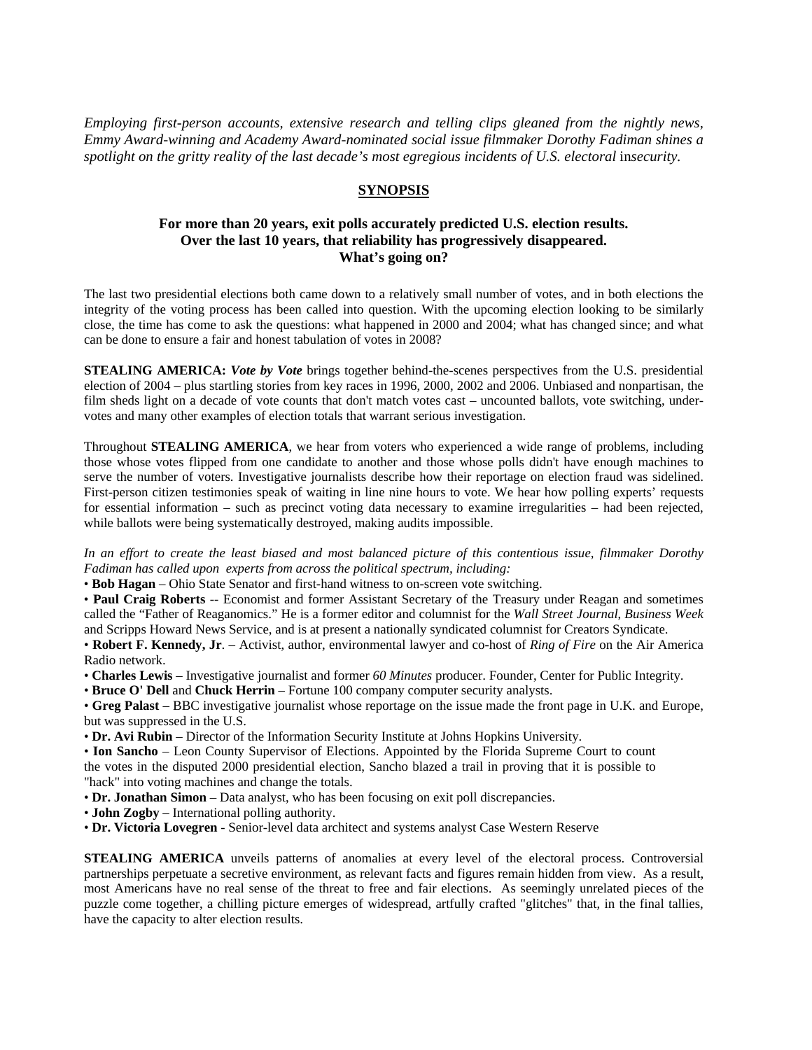*Employing first-person accounts, extensive research and telling clips gleaned from the nightly news, Emmy Award-winning and Academy Award-nominated social issue filmmaker Dorothy Fadiman shines a spotlight on the gritty reality of the last decade's most egregious incidents of U.S. electoral* in*security.*

## SYNOPSIS

### For more than 20 years, exit polls accurately predicted U.S. election results. Over the last 10 years, that reliability has progressively disappeared. What's going on?

The last two presidential elections both came down to a relatively small number of votes, and in both elections the integrity of the voting process has been called into question. With the upcoming election looking to be similarly close, the time has come to ask the questions: what happened in 2000 and 2004; what has changed since; and what can be done to ensure a fair and honest tabulation of votes in 2008?

**STEALING AMERICA:** ***Vote by Vote*** brings together behind-the-scenes perspectives from the U.S. presidential election of 2004 – plus startling stories from key races in 1996, 2000, 2002 and 2006. Unbiased and nonpartisan, the film sheds light on a decade of vote counts that don't match votes cast – uncounted ballots, vote switching, under-votes and many other examples of election totals that warrant serious investigation.

Throughout **STEALING AMERICA**, we hear from voters who experienced a wide range of problems, including those whose votes flipped from one candidate to another and those whose polls didn't have enough machines to serve the number of voters. Investigative journalists describe how their reportage on election fraud was sidelined. First-person citizen testimonies speak of waiting in line nine hours to vote. We hear how polling experts' requests for essential information – such as precinct voting data necessary to examine irregularities – had been rejected, while ballots were being systematically destroyed, making audits impossible.

*In an effort to create the least biased and most balanced picture of this contentious issue, filmmaker Dorothy Fadiman has called upon experts from across the political spectrum, including:*

- **Bob Hagan** – Ohio State Senator and first-hand witness to on-screen vote switching.
- **Paul Craig Roberts** -- Economist and former Assistant Secretary of the Treasury under Reagan and sometimes called the "Father of Reaganomics." He is a former editor and columnist for the *Wall Street Journal*, *Business Week* and Scripps Howard News Service, and is at present a nationally syndicated columnist for Creators Syndicate.
- **Robert F. Kennedy, Jr**. – Activist, author, environmental lawyer and co-host of *Ring of Fire* on the Air America Radio network.
- **Charles Lewis** – Investigative journalist and former *60 Minutes* producer. Founder, Center for Public Integrity.
- **Bruce O' Dell** and **Chuck Herrin** – Fortune 100 company computer security analysts.
- **Greg Palast** – BBC investigative journalist whose reportage on the issue made the front page in U.K. and Europe, but was suppressed in the U.S.
- **Dr. Avi Rubin** – Director of the Information Security Institute at Johns Hopkins University.
- **Ion Sancho** – Leon County Supervisor of Elections. Appointed by the Florida Supreme Court to count the votes in the disputed 2000 presidential election, Sancho blazed a trail in proving that it is possible to "hack" into voting machines and change the totals.
- **Dr. Jonathan Simon** – Data analyst, who has been focusing on exit poll discrepancies.
- **John Zogby** – International polling authority.
- **Dr. Victoria Lovegren** - Senior-level data architect and systems analyst Case Western Reserve

**STEALING AMERICA** unveils patterns of anomalies at every level of the electoral process. Controversial partnerships perpetuate a secretive environment, as relevant facts and figures remain hidden from view. As a result, most Americans have no real sense of the threat to free and fair elections. As seemingly unrelated pieces of the puzzle come together, a chilling picture emerges of widespread, artfully crafted "glitches" that, in the final tallies, have the capacity to alter election results.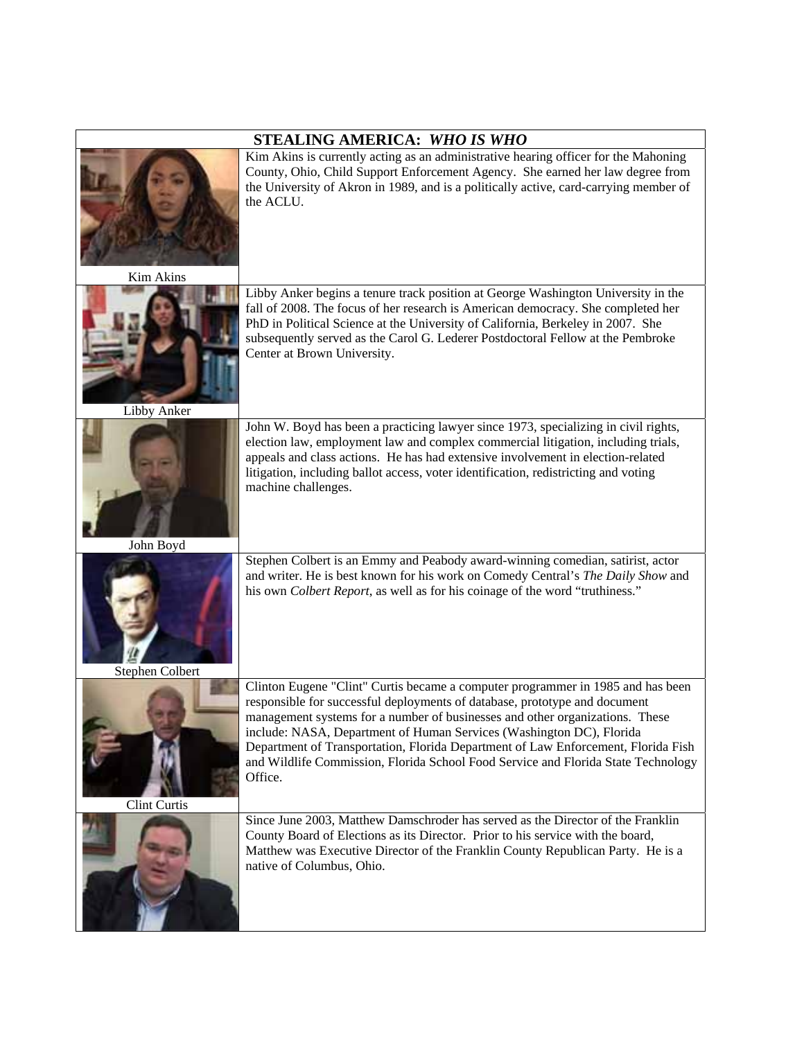| STEALING AMERICA: *WHO IS WHO* | |
|---|---|
| Kim Akins | Kim Akins is currently acting as an administrative hearing officer for the Mahoning County, Ohio, Child Support Enforcement Agency. She earned her law degree from the University of Akron in 1989, and is a politically active, card-carrying member of the ACLU. |
| Libby Anker | Libby Anker begins a tenure track position at George Washington University in the fall of 2008. The focus of her research is American democracy. She completed her PhD in Political Science at the University of California, Berkeley in 2007. She subsequently served as the Carol G. Lederer Postdoctoral Fellow at the Pembroke Center at Brown University. |
| John Boyd | John W. Boyd has been a practicing lawyer since 1973, specializing in civil rights, election law, employment law and complex commercial litigation, including trials, appeals and class actions. He has had extensive involvement in election-related litigation, including ballot access, voter identification, redistricting and voting machine challenges. |
| Stephen Colbert | Stephen Colbert is an Emmy and Peabody award-winning comedian, satirist, actor and writer. He is best known for his work on Comedy Central's *The Daily Show* and his own *Colbert Report*, as well as for his coinage of the word "truthiness." |
| Clint Curtis | Clinton Eugene "Clint" Curtis became a computer programmer in 1985 and has been responsible for successful deployments of database, prototype and document management systems for a number of businesses and other organizations. These include: NASA, Department of Human Services (Washington DC), Florida Department of Transportation, Florida Department of Law Enforcement, Florida Fish and Wildlife Commission, Florida School Food Service and Florida State Technology Office. |
| | Since June 2003, Matthew Damschroder has served as the Director of the Franklin County Board of Elections as its Director. Prior to his service with the board, Matthew was Executive Director of the Franklin County Republican Party. He is a native of Columbus, Ohio. |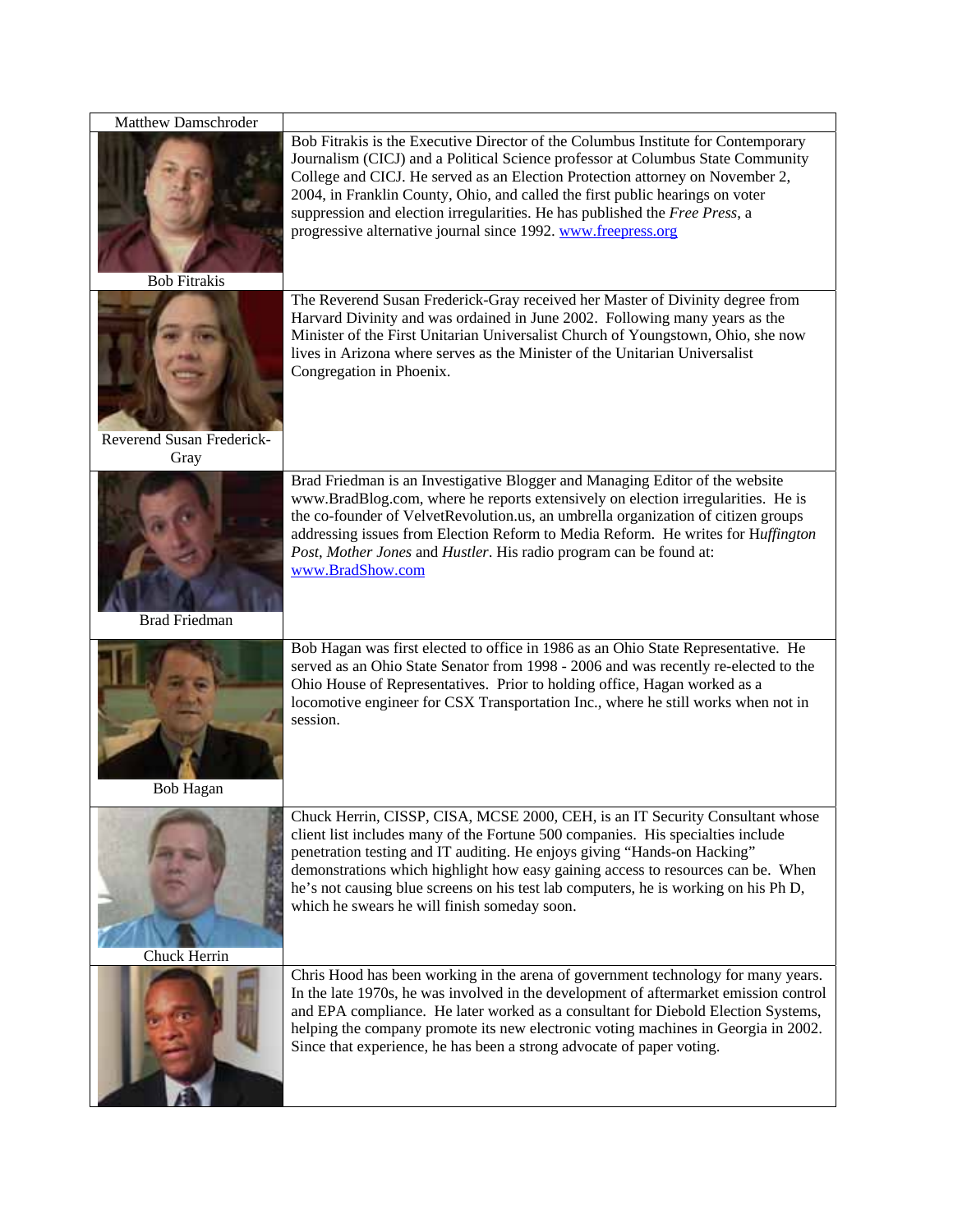| Matthew Damschroder | |
|---|---|
| Bob Fitrakis | Bob Fitrakis is the Executive Director of the Columbus Institute for Contemporary Journalism (CICJ) and a Political Science professor at Columbus State Community College and CICJ. He served as an Election Protection attorney on November 2, 2004, in Franklin County, Ohio, and called the first public hearings on voter suppression and election irregularities. He has published the *Free Press*, a progressive alternative journal since 1992. www.freepress.org |
| Reverend Susan Frederick-Gray | The Reverend Susan Frederick-Gray received her Master of Divinity degree from Harvard Divinity and was ordained in June 2002. Following many years as the Minister of the First Unitarian Universalist Church of Youngstown, Ohio, she now lives in Arizona where serves as the Minister of the Unitarian Universalist Congregation in Phoenix. |
| Brad Friedman | Brad Friedman is an Investigative Blogger and Managing Editor of the website www.BradBlog.com, where he reports extensively on election irregularities. He is the co-founder of VelvetRevolution.us, an umbrella organization of citizen groups addressing issues from Election Reform to Media Reform. He writes for H*uffington Post*, *Mother Jones* and *Hustler*. His radio program can be found at: www.BradShow.com |
| Bob Hagan | Bob Hagan was first elected to office in 1986 as an Ohio State Representative. He served as an Ohio State Senator from 1998 - 2006 and was recently re-elected to the Ohio House of Representatives. Prior to holding office, Hagan worked as a locomotive engineer for CSX Transportation Inc., where he still works when not in session. |
| Chuck Herrin | Chuck Herrin, CISSP, CISA, MCSE 2000, CEH, is an IT Security Consultant whose client list includes many of the Fortune 500 companies. His specialties include penetration testing and IT auditing. He enjoys giving "Hands-on Hacking" demonstrations which highlight how easy gaining access to resources can be. When he's not causing blue screens on his test lab computers, he is working on his Ph D, which he swears he will finish someday soon. |
| | Chris Hood has been working in the arena of government technology for many years. In the late 1970s, he was involved in the development of aftermarket emission control and EPA compliance. He later worked as a consultant for Diebold Election Systems, helping the company promote its new electronic voting machines in Georgia in 2002. Since that experience, he has been a strong advocate of paper voting. |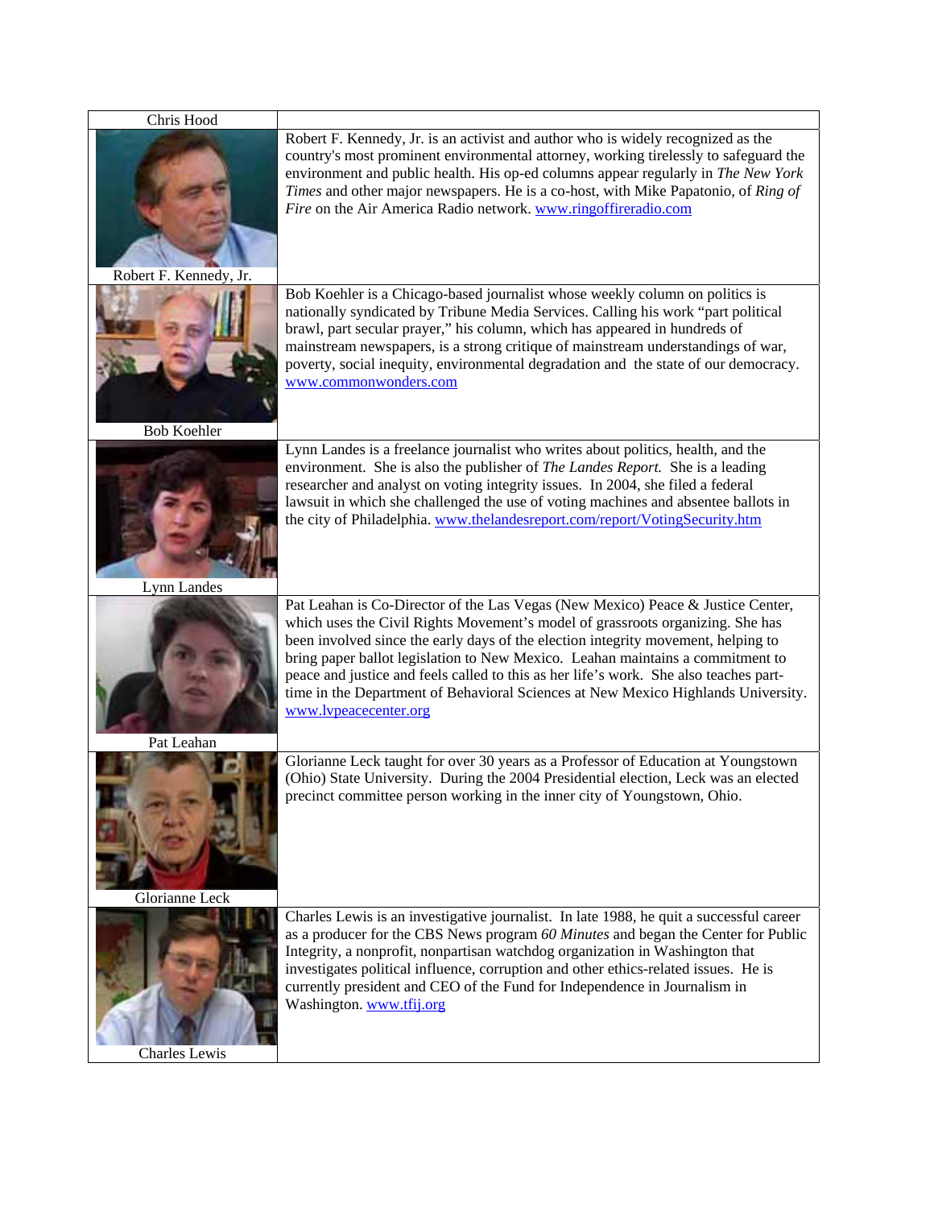| Chris Hood | |
|---|---|
| Robert F. Kennedy, Jr. | Robert F. Kennedy, Jr. is an activist and author who is widely recognized as the country's most prominent environmental attorney, working tirelessly to safeguard the environment and public health. His op-ed columns appear regularly in *The New York Times* and other major newspapers. He is a co-host, with Mike Papatonio, of *Ring of Fire* on the Air America Radio network. www.ringoffireradio.com |
| Bob Koehler | Bob Koehler is a Chicago-based journalist whose weekly column on politics is nationally syndicated by Tribune Media Services. Calling his work "part political brawl, part secular prayer," his column, which has appeared in hundreds of mainstream newspapers, is a strong critique of mainstream understandings of war, poverty, social inequity, environmental degradation and the state of our democracy. www.commonwonders.com |
| Lynn Landes | Lynn Landes is a freelance journalist who writes about politics, health, and the environment. She is also the publisher of *The Landes Report.* She is a leading researcher and analyst on voting integrity issues. In 2004, she filed a federal lawsuit in which she challenged the use of voting machines and absentee ballots in the city of Philadelphia. www.thelandesreport.com/report/VotingSecurity.htm |
| Pat Leahan | Pat Leahan is Co-Director of the Las Vegas (New Mexico) Peace & Justice Center, which uses the Civil Rights Movement's model of grassroots organizing. She has been involved since the early days of the election integrity movement, helping to bring paper ballot legislation to New Mexico. Leahan maintains a commitment to peace and justice and feels called to this as her life's work. She also teaches part-time in the Department of Behavioral Sciences at New Mexico Highlands University. www.lvpeacecenter.org |
| Glorianne Leck | Glorianne Leck taught for over 30 years as a Professor of Education at Youngstown (Ohio) State University. During the 2004 Presidential election, Leck was an elected precinct committee person working in the inner city of Youngstown, Ohio. |
| Charles Lewis | Charles Lewis is an investigative journalist. In late 1988, he quit a successful career as a producer for the CBS News program *60 Minutes* and began the Center for Public Integrity, a nonprofit, nonpartisan watchdog organization in Washington that investigates political influence, corruption and other ethics-related issues. He is currently president and CEO of the Fund for Independence in Journalism in Washington. www.tfij.org |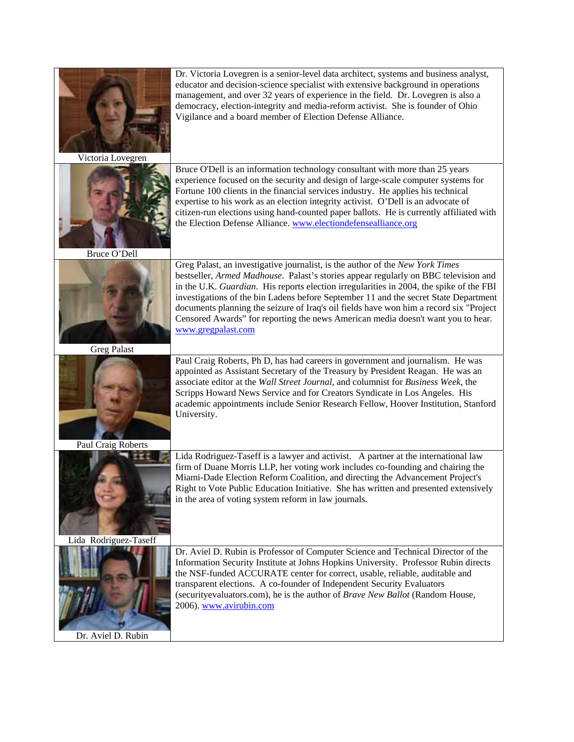| | |
|---|---|
| Victoria Lovegren | Dr. Victoria Lovegren is a senior-level data architect, systems and business analyst, educator and decision-science specialist with extensive background in operations management, and over 32 years of experience in the field. Dr. Lovegren is also a democracy, election-integrity and media-reform activist. She is founder of Ohio Vigilance and a board member of Election Defense Alliance. |
| Bruce O'Dell | Bruce O'Dell is an information technology consultant with more than 25 years experience focused on the security and design of large-scale computer systems for Fortune 100 clients in the financial services industry. He applies his technical expertise to his work as an election integrity activist. O'Dell is an advocate of citizen-run elections using hand-counted paper ballots. He is currently affiliated with the Election Defense Alliance. www.electiondefensealliance.org |
| Greg Palast | Greg Palast, an investigative journalist, is the author of the *New York Times* bestseller, *Armed Madhouse*. Palast's stories appear regularly on BBC television and in the U.K. *Guardian*. His reports election irregularities in 2004, the spike of the FBI investigations of the bin Ladens before September 11 and the secret State Department documents planning the seizure of Iraq's oil fields have won him a record six "Project Censored Awards" for reporting the news American media doesn't want you to hear. www.gregpalast.com |
| Paul Craig Roberts | Paul Craig Roberts, Ph D, has had careers in government and journalism. He was appointed as Assistant Secretary of the Treasury by President Reagan. He was an associate editor at the *Wall Street Journal*, and columnist for *Business Week*, the Scripps Howard News Service and for Creators Syndicate in Los Angeles. His academic appointments include Senior Research Fellow, Hoover Institution, Stanford University. |
| Lida Rodriguez-Taseff | Lida Rodriguez-Taseff is a lawyer and activist. A partner at the international law firm of Duane Morris LLP, her voting work includes co-founding and chairing the Miami-Dade Election Reform Coalition, and directing the Advancement Project's Right to Vote Public Education Initiative. She has written and presented extensively in the area of voting system reform in law journals. |
| Dr. Aviel D. Rubin | Dr. Aviel D. Rubin is Professor of Computer Science and Technical Director of the Information Security Institute at Johns Hopkins University. Professor Rubin directs the NSF-funded ACCURATE center for correct, usable, reliable, auditable and transparent elections. A co-founder of Independent Security Evaluators (securityevaluators.com), he is the author of *Brave New Ballot* (Random House, 2006). www.avirubin.com |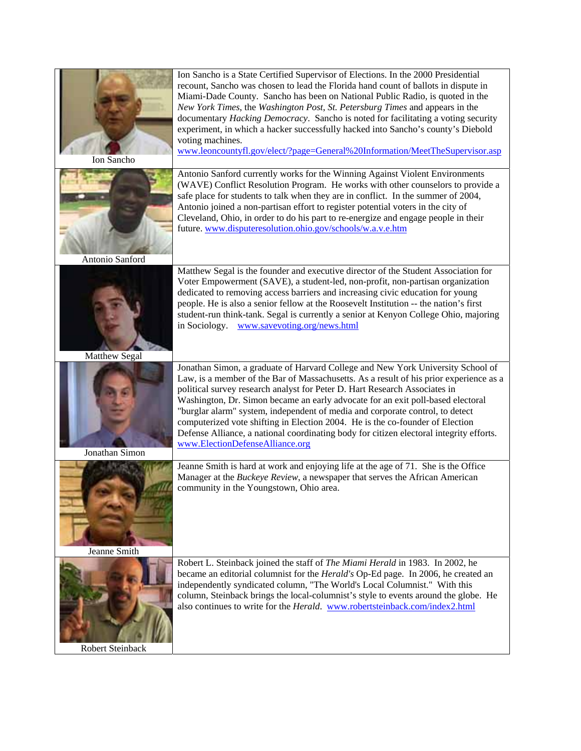| | |
|---|---|
| Ion Sancho | Ion Sancho is a State Certified Supervisor of Elections. In the 2000 Presidential recount, Sancho was chosen to lead the Florida hand count of ballots in dispute in Miami-Dade County. Sancho has been on National Public Radio, is quoted in the *New York Times*, the *Washington Post*, *St. Petersburg Times* and appears in the documentary *Hacking Democracy*. Sancho is noted for facilitating a voting security experiment, in which a hacker successfully hacked into Sancho's county's Diebold voting machines. www.leoncountyfl.gov/elect/?page=General%20Information/MeetTheSupervisor.asp |
| Antonio Sanford | Antonio Sanford currently works for the Winning Against Violent Environments (WAVE) Conflict Resolution Program. He works with other counselors to provide a safe place for students to talk when they are in conflict. In the summer of 2004, Antonio joined a non-partisan effort to register potential voters in the city of Cleveland, Ohio, in order to do his part to re-energize and engage people in their future. www.disputeresolution.ohio.gov/schools/w.a.v.e.htm |
| Matthew Segal | Matthew Segal is the founder and executive director of the Student Association for Voter Empowerment (SAVE), a student-led, non-profit, non-partisan organization dedicated to removing access barriers and increasing civic education for young people. He is also a senior fellow at the Roosevelt Institution -- the nation's first student-run think-tank. Segal is currently a senior at Kenyon College Ohio, majoring in Sociology. www.savevoting.org/news.html |
| Jonathan Simon | Jonathan Simon, a graduate of Harvard College and New York University School of Law, is a member of the Bar of Massachusetts. As a result of his prior experience as a political survey research analyst for Peter D. Hart Research Associates in Washington, Dr. Simon became an early advocate for an exit poll-based electoral "burglar alarm" system, independent of media and corporate control, to detect computerized vote shifting in Election 2004. He is the co-founder of Election Defense Alliance, a national coordinating body for citizen electoral integrity efforts. www.ElectionDefenseAlliance.org |
| Jeanne Smith | Jeanne Smith is hard at work and enjoying life at the age of 71. She is the Office Manager at the *Buckeye Review*, a newspaper that serves the African American community in the Youngstown, Ohio area. |
| Robert Steinback | Robert L. Steinback joined the staff of *The Miami Herald* in 1983. In 2002, he became an editorial columnist for the *Herald's* Op-Ed page. In 2006, he created an independently syndicated column, "The World's Local Columnist." With this column, Steinback brings the local-columnist's style to events around the globe. He also continues to write for the *Herald*. www.robertsteinback.com/index2.html |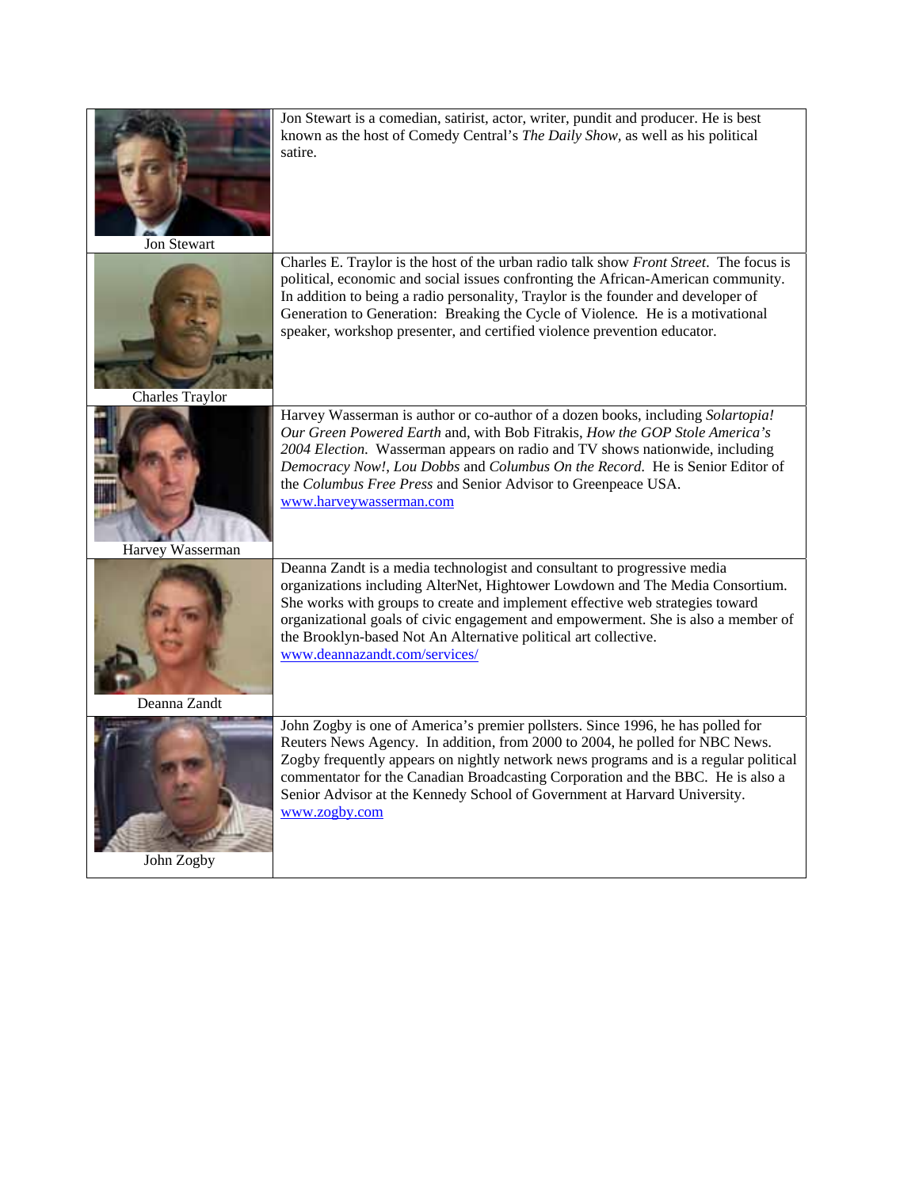| | |
|---|---|
| Jon Stewart | Jon Stewart is a comedian, satirist, actor, writer, pundit and producer. He is best known as the host of Comedy Central's *The Daily Show*, as well as his political satire. |
| Charles Traylor | Charles E. Traylor is the host of the urban radio talk show *Front Street*. The focus is political, economic and social issues confronting the African-American community. In addition to being a radio personality, Traylor is the founder and developer of Generation to Generation: Breaking the Cycle of Violence*.* He is a motivational speaker, workshop presenter, and certified violence prevention educator. |
| Harvey Wasserman | Harvey Wasserman is author or co-author of a dozen books, including *Solartopia! Our Green Powered Earth* and, with Bob Fitrakis, *How the GOP Stole America's 2004 Election*. Wasserman appears on radio and TV shows nationwide, including *Democracy Now!*, *Lou Dobbs* and *Columbus On the Record*. He is Senior Editor of the *Columbus Free Press* and Senior Advisor to Greenpeace USA. www.harveywasserman.com |
| Deanna Zandt | Deanna Zandt is a media technologist and consultant to progressive media organizations including AlterNet, Hightower Lowdown and The Media Consortium. She works with groups to create and implement effective web strategies toward organizational goals of civic engagement and empowerment. She is also a member of the Brooklyn-based Not An Alternative political art collective. www.deannazandt.com/services/ |
| John Zogby | John Zogby is one of America's premier pollsters. Since 1996, he has polled for Reuters News Agency. In addition, from 2000 to 2004, he polled for NBC News. Zogby frequently appears on nightly network news programs and is a regular political commentator for the Canadian Broadcasting Corporation and the BBC. He is also a Senior Advisor at the Kennedy School of Government at Harvard University. www.zogby.com |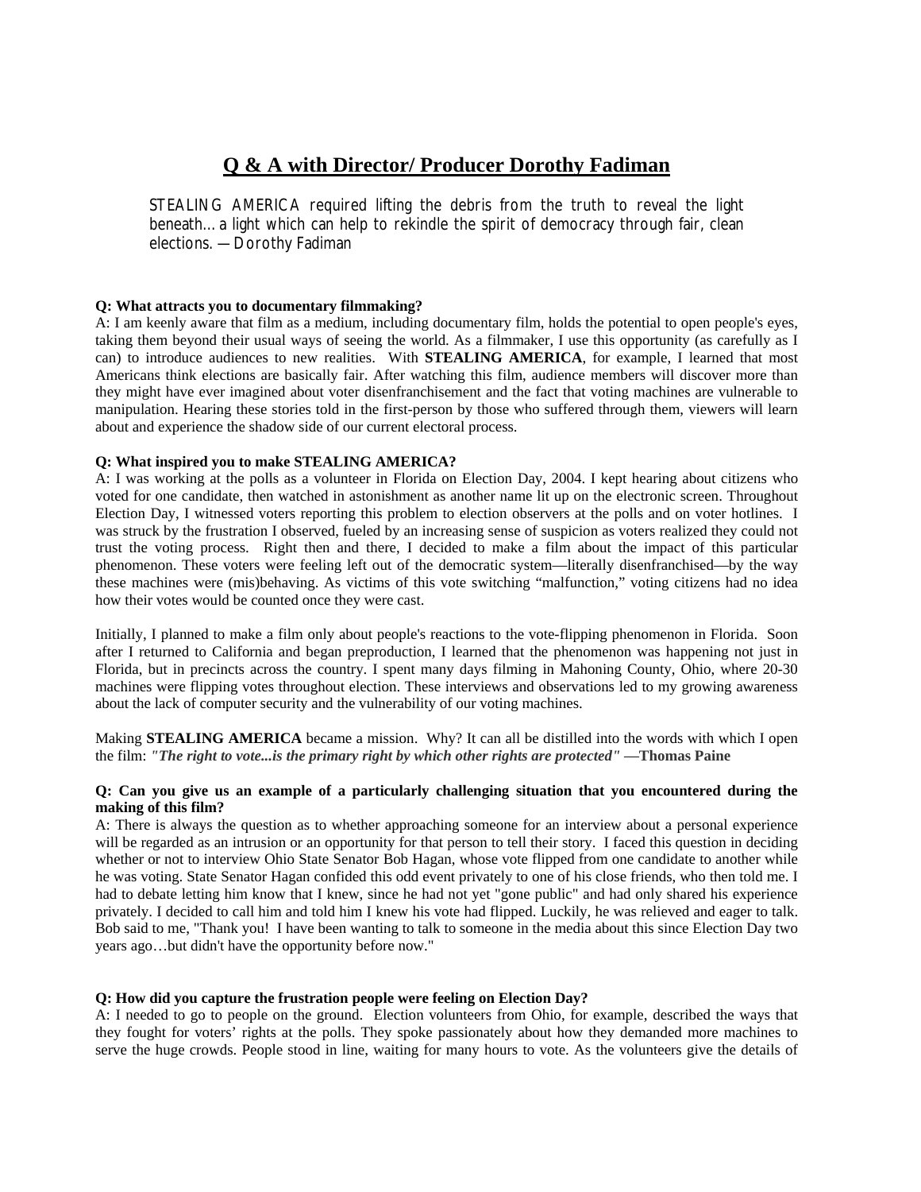# Q & A with Director/ Producer Dorothy Fadiman

STEALING AMERICA required lifting the debris from the truth to reveal the light beneath… a light which can help to rekindle the spirit of democracy through fair, clean elections. —Dorothy Fadiman

**Q: What attracts you to documentary filmmaking?**

A: I am keenly aware that film as a medium, including documentary film, holds the potential to open people's eyes, taking them beyond their usual ways of seeing the world. As a filmmaker, I use this opportunity (as carefully as I can) to introduce audiences to new realities. With **STEALING AMERICA**, for example, I learned that most Americans think elections are basically fair. After watching this film, audience members will discover more than they might have ever imagined about voter disenfranchisement and the fact that voting machines are vulnerable to manipulation. Hearing these stories told in the first-person by those who suffered through them, viewers will learn about and experience the shadow side of our current electoral process.

**Q: What inspired you to make STEALING AMERICA?**

A: I was working at the polls as a volunteer in Florida on Election Day, 2004. I kept hearing about citizens who voted for one candidate, then watched in astonishment as another name lit up on the electronic screen. Throughout Election Day, I witnessed voters reporting this problem to election observers at the polls and on voter hotlines. I was struck by the frustration I observed, fueled by an increasing sense of suspicion as voters realized they could not trust the voting process. Right then and there, I decided to make a film about the impact of this particular phenomenon. These voters were feeling left out of the democratic system—literally disenfranchised—by the way these machines were (mis)behaving. As victims of this vote switching "malfunction," voting citizens had no idea how their votes would be counted once they were cast.

Initially, I planned to make a film only about people's reactions to the vote-flipping phenomenon in Florida. Soon after I returned to California and began preproduction, I learned that the phenomenon was happening not just in Florida, but in precincts across the country. I spent many days filming in Mahoning County, Ohio, where 20-30 machines were flipping votes throughout election. These interviews and observations led to my growing awareness about the lack of computer security and the vulnerability of our voting machines.

Making **STEALING AMERICA** became a mission. Why? It can all be distilled into the words with which I open the film: ***"The right to vote...is the primary right by which other rights are protected"*** **—Thomas Paine**

**Q: Can you give us an example of a particularly challenging situation that you encountered during the making of this film?**

A: There is always the question as to whether approaching someone for an interview about a personal experience will be regarded as an intrusion or an opportunity for that person to tell their story. I faced this question in deciding whether or not to interview Ohio State Senator Bob Hagan, whose vote flipped from one candidate to another while he was voting. State Senator Hagan confided this odd event privately to one of his close friends, who then told me. I had to debate letting him know that I knew, since he had not yet "gone public" and had only shared his experience privately. I decided to call him and told him I knew his vote had flipped. Luckily, he was relieved and eager to talk. Bob said to me, "Thank you! I have been wanting to talk to someone in the media about this since Election Day two years ago…but didn't have the opportunity before now."

**Q: How did you capture the frustration people were feeling on Election Day?**

A: I needed to go to people on the ground. Election volunteers from Ohio, for example, described the ways that they fought for voters' rights at the polls. They spoke passionately about how they demanded more machines to serve the huge crowds. People stood in line, waiting for many hours to vote. As the volunteers give the details of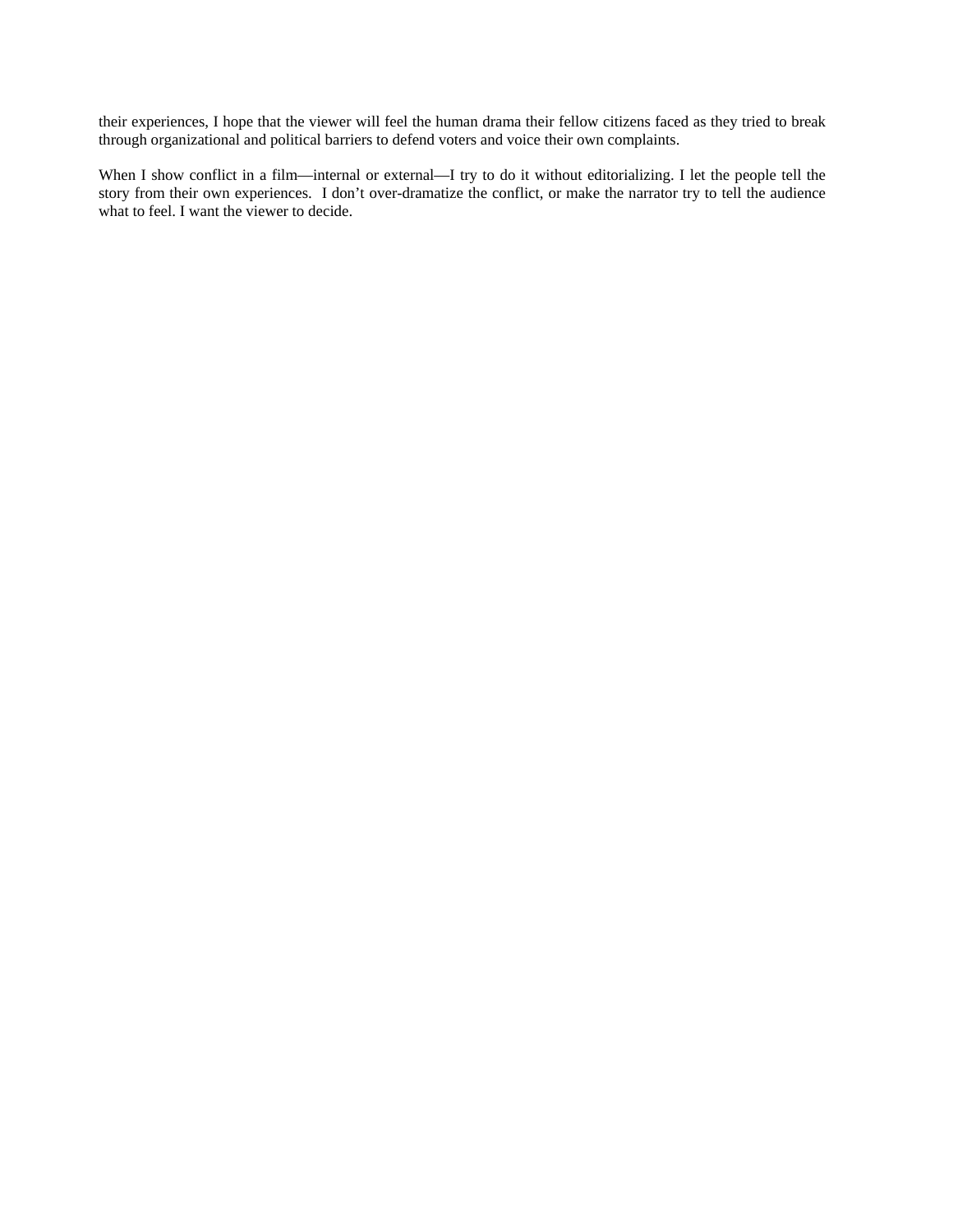their experiences, I hope that the viewer will feel the human drama their fellow citizens faced as they tried to break through organizational and political barriers to defend voters and voice their own complaints.

When I show conflict in a film—internal or external—I try to do it without editorializing. I let the people tell the story from their own experiences. I don't over-dramatize the conflict, or make the narrator try to tell the audience what to feel. I want the viewer to decide.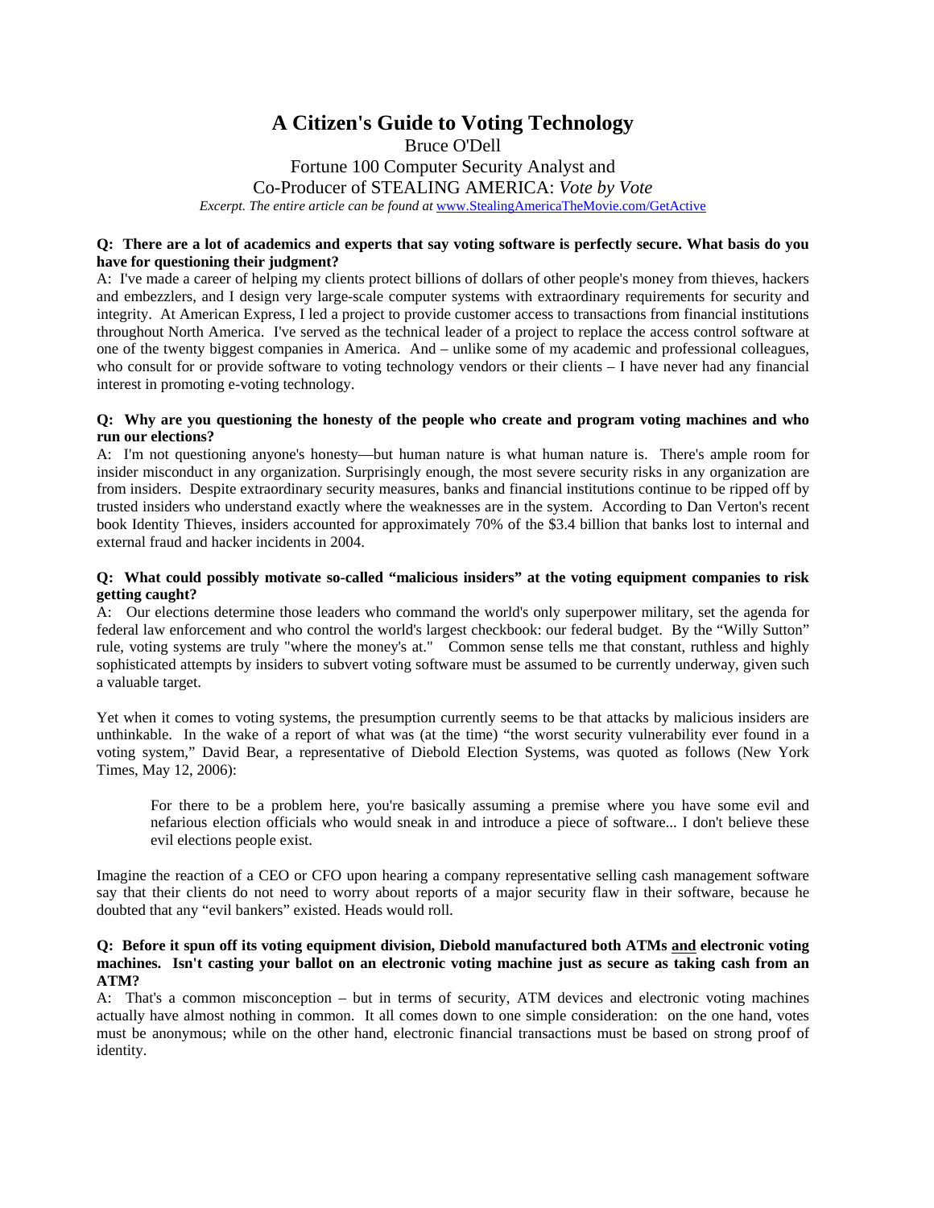# A Citizen's Guide to Voting Technology

Bruce O'Dell

Fortune 100 Computer Security Analyst and

Co-Producer of STEALING AMERICA: *Vote by Vote*

*Excerpt. The entire article can be found at* [www.StealingAmericaTheMovie.com/GetActive](www.StealingAmericaTheMovie.com/GetActive)

**Q: There are a lot of academics and experts that say voting software is perfectly secure. What basis do you have for questioning their judgment?**

A: I've made a career of helping my clients protect billions of dollars of other people's money from thieves, hackers and embezzlers, and I design very large-scale computer systems with extraordinary requirements for security and integrity. At American Express, I led a project to provide customer access to transactions from financial institutions throughout North America. I've served as the technical leader of a project to replace the access control software at one of the twenty biggest companies in America. And – unlike some of my academic and professional colleagues, who consult for or provide software to voting technology vendors or their clients – I have never had any financial interest in promoting e-voting technology.

**Q: Why are you questioning the honesty of the people who create and program voting machines and who run our elections?**

A: I'm not questioning anyone's honesty—but human nature is what human nature is. There's ample room for insider misconduct in any organization. Surprisingly enough, the most severe security risks in any organization are from insiders. Despite extraordinary security measures, banks and financial institutions continue to be ripped off by trusted insiders who understand exactly where the weaknesses are in the system. According to Dan Verton's recent book Identity Thieves, insiders accounted for approximately 70% of the $3.4 billion that banks lost to internal and external fraud and hacker incidents in 2004.

**Q: What could possibly motivate so-called "malicious insiders" at the voting equipment companies to risk getting caught?**

A: Our elections determine those leaders who command the world's only superpower military, set the agenda for federal law enforcement and who control the world's largest checkbook: our federal budget. By the "Willy Sutton" rule, voting systems are truly "where the money's at." Common sense tells me that constant, ruthless and highly sophisticated attempts by insiders to subvert voting software must be assumed to be currently underway, given such a valuable target.

Yet when it comes to voting systems, the presumption currently seems to be that attacks by malicious insiders are unthinkable. In the wake of a report of what was (at the time) "the worst security vulnerability ever found in a voting system," David Bear, a representative of Diebold Election Systems, was quoted as follows (New York Times, May 12, 2006):

> For there to be a problem here, you're basically assuming a premise where you have some evil and nefarious election officials who would sneak in and introduce a piece of software... I don't believe these evil elections people exist.

Imagine the reaction of a CEO or CFO upon hearing a company representative selling cash management software say that their clients do not need to worry about reports of a major security flaw in their software, because he doubted that any "evil bankers" existed. Heads would roll.

**Q: Before it spun off its voting equipment division, Diebold manufactured both ATMs <u>and</u> electronic voting machines. Isn't casting your ballot on an electronic voting machine just as secure as taking cash from an ATM?**

A: That's a common misconception – but in terms of security, ATM devices and electronic voting machines actually have almost nothing in common. It all comes down to one simple consideration: on the one hand, votes must be anonymous; while on the other hand, electronic financial transactions must be based on strong proof of identity.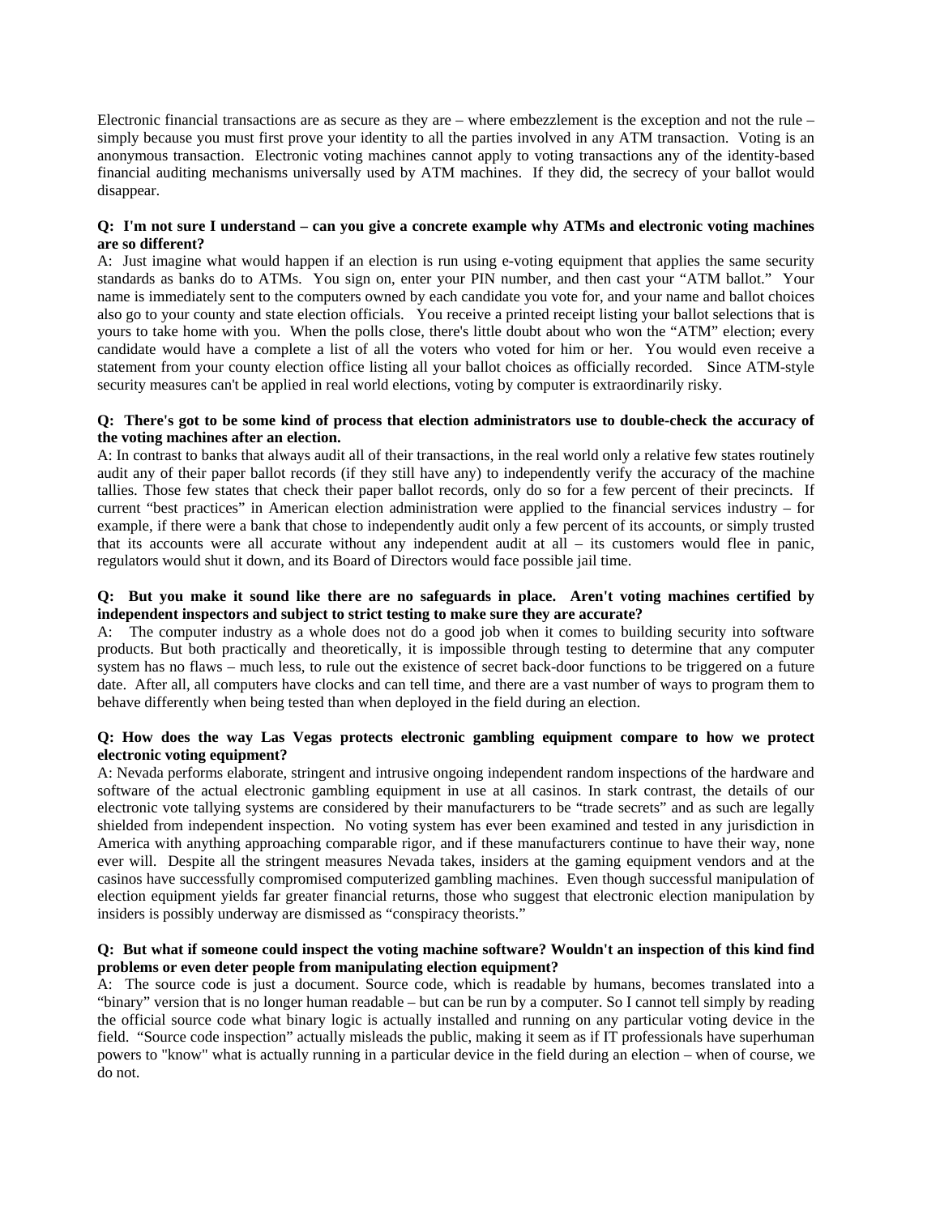Electronic financial transactions are as secure as they are – where embezzlement is the exception and not the rule – simply because you must first prove your identity to all the parties involved in any ATM transaction. Voting is an anonymous transaction. Electronic voting machines cannot apply to voting transactions any of the identity-based financial auditing mechanisms universally used by ATM machines. If they did, the secrecy of your ballot would disappear.

**Q: I'm not sure I understand – can you give a concrete example why ATMs and electronic voting machines are so different?**

A: Just imagine what would happen if an election is run using e-voting equipment that applies the same security standards as banks do to ATMs. You sign on, enter your PIN number, and then cast your "ATM ballot." Your name is immediately sent to the computers owned by each candidate you vote for, and your name and ballot choices also go to your county and state election officials. You receive a printed receipt listing your ballot selections that is yours to take home with you. When the polls close, there's little doubt about who won the "ATM" election; every candidate would have a complete a list of all the voters who voted for him or her. You would even receive a statement from your county election office listing all your ballot choices as officially recorded. Since ATM-style security measures can't be applied in real world elections, voting by computer is extraordinarily risky.

**Q: There's got to be some kind of process that election administrators use to double-check the accuracy of the voting machines after an election.**

A: In contrast to banks that always audit all of their transactions, in the real world only a relative few states routinely audit any of their paper ballot records (if they still have any) to independently verify the accuracy of the machine tallies. Those few states that check their paper ballot records, only do so for a few percent of their precincts. If current "best practices" in American election administration were applied to the financial services industry – for example, if there were a bank that chose to independently audit only a few percent of its accounts, or simply trusted that its accounts were all accurate without any independent audit at all – its customers would flee in panic, regulators would shut it down, and its Board of Directors would face possible jail time.

**Q: But you make it sound like there are no safeguards in place. Aren't voting machines certified by independent inspectors and subject to strict testing to make sure they are accurate?**

A: The computer industry as a whole does not do a good job when it comes to building security into software products. But both practically and theoretically, it is impossible through testing to determine that any computer system has no flaws – much less, to rule out the existence of secret back-door functions to be triggered on a future date. After all, all computers have clocks and can tell time, and there are a vast number of ways to program them to behave differently when being tested than when deployed in the field during an election.

**Q: How does the way Las Vegas protects electronic gambling equipment compare to how we protect electronic voting equipment?**

A: Nevada performs elaborate, stringent and intrusive ongoing independent random inspections of the hardware and software of the actual electronic gambling equipment in use at all casinos. In stark contrast, the details of our electronic vote tallying systems are considered by their manufacturers to be "trade secrets" and as such are legally shielded from independent inspection. No voting system has ever been examined and tested in any jurisdiction in America with anything approaching comparable rigor, and if these manufacturers continue to have their way, none ever will. Despite all the stringent measures Nevada takes, insiders at the gaming equipment vendors and at the casinos have successfully compromised computerized gambling machines. Even though successful manipulation of election equipment yields far greater financial returns, those who suggest that electronic election manipulation by insiders is possibly underway are dismissed as "conspiracy theorists."

**Q: But what if someone could inspect the voting machine software? Wouldn't an inspection of this kind find problems or even deter people from manipulating election equipment?**

A: The source code is just a document. Source code, which is readable by humans, becomes translated into a "binary" version that is no longer human readable – but can be run by a computer. So I cannot tell simply by reading the official source code what binary logic is actually installed and running on any particular voting device in the field. "Source code inspection" actually misleads the public, making it seem as if IT professionals have superhuman powers to "know" what is actually running in a particular device in the field during an election – when of course, we do not.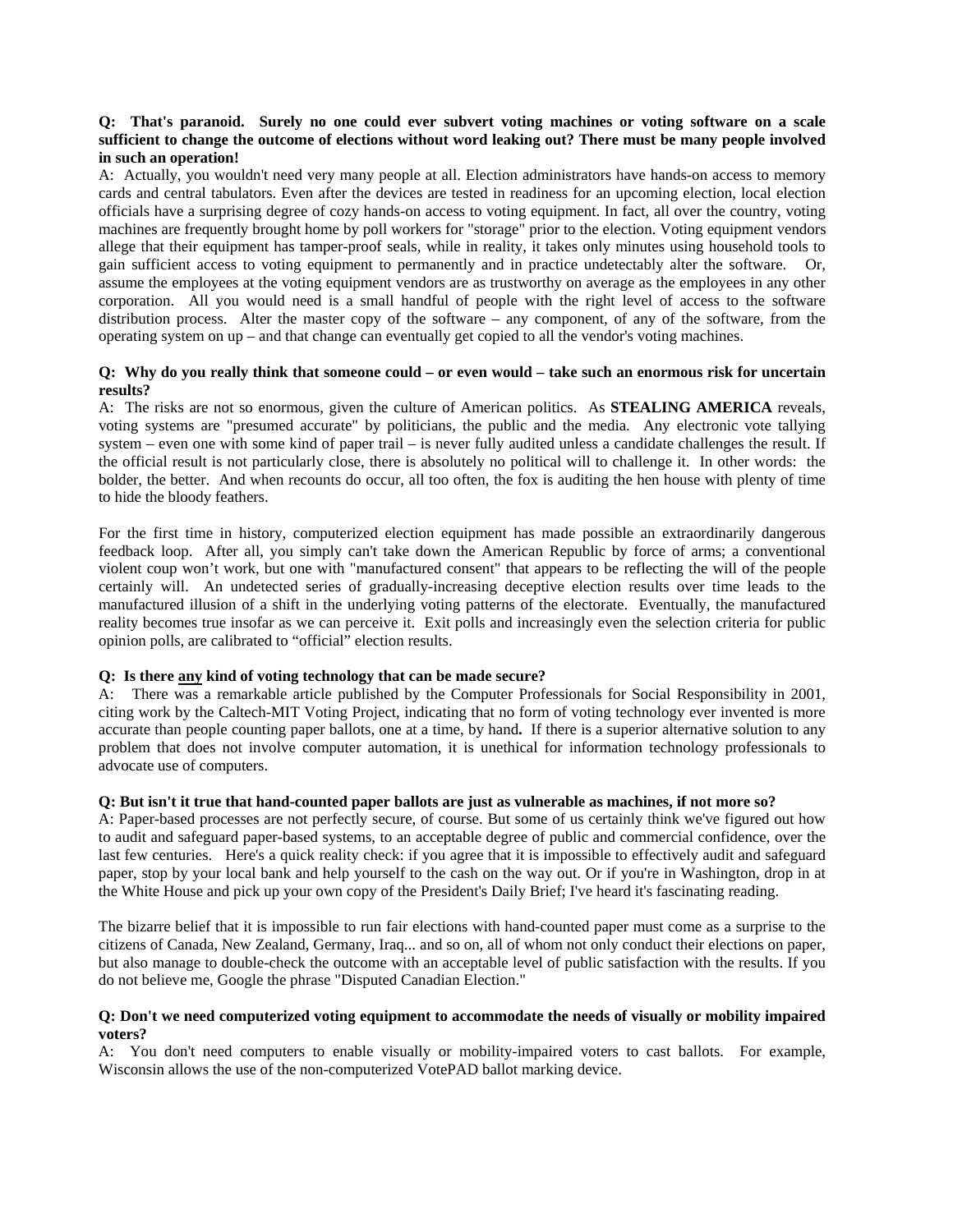**Q: That's paranoid. Surely no one could ever subvert voting machines or voting software on a scale sufficient to change the outcome of elections without word leaking out? There must be many people involved in such an operation!**

A: Actually, you wouldn't need very many people at all. Election administrators have hands-on access to memory cards and central tabulators. Even after the devices are tested in readiness for an upcoming election, local election officials have a surprising degree of cozy hands-on access to voting equipment. In fact, all over the country, voting machines are frequently brought home by poll workers for "storage" prior to the election. Voting equipment vendors allege that their equipment has tamper-proof seals, while in reality, it takes only minutes using household tools to gain sufficient access to voting equipment to permanently and in practice undetectably alter the software. Or, assume the employees at the voting equipment vendors are as trustworthy on average as the employees in any other corporation. All you would need is a small handful of people with the right level of access to the software distribution process. Alter the master copy of the software – any component, of any of the software, from the operating system on up – and that change can eventually get copied to all the vendor's voting machines.

**Q: Why do you really think that someone could – or even would – take such an enormous risk for uncertain results?**

A: The risks are not so enormous, given the culture of American politics. As **STEALING AMERICA** reveals, voting systems are "presumed accurate" by politicians, the public and the media. Any electronic vote tallying system – even one with some kind of paper trail – is never fully audited unless a candidate challenges the result. If the official result is not particularly close, there is absolutely no political will to challenge it. In other words: the bolder, the better. And when recounts do occur, all too often, the fox is auditing the hen house with plenty of time to hide the bloody feathers.

For the first time in history, computerized election equipment has made possible an extraordinarily dangerous feedback loop. After all, you simply can't take down the American Republic by force of arms; a conventional violent coup won't work, but one with "manufactured consent" that appears to be reflecting the will of the people certainly will. An undetected series of gradually-increasing deceptive election results over time leads to the manufactured illusion of a shift in the underlying voting patterns of the electorate. Eventually, the manufactured reality becomes true insofar as we can perceive it. Exit polls and increasingly even the selection criteria for public opinion polls, are calibrated to "official" election results.

**Q: Is there <u>any</u> kind of voting technology that can be made secure?**

A: There was a remarkable article published by the Computer Professionals for Social Responsibility in 2001, citing work by the Caltech-MIT Voting Project, indicating that no form of voting technology ever invented is more accurate than people counting paper ballots, one at a time, by hand**.** If there is a superior alternative solution to any problem that does not involve computer automation, it is unethical for information technology professionals to advocate use of computers.

**Q: But isn't it true that hand-counted paper ballots are just as vulnerable as machines, if not more so?**

A: Paper-based processes are not perfectly secure, of course. But some of us certainly think we've figured out how to audit and safeguard paper-based systems, to an acceptable degree of public and commercial confidence, over the last few centuries. Here's a quick reality check: if you agree that it is impossible to effectively audit and safeguard paper, stop by your local bank and help yourself to the cash on the way out. Or if you're in Washington, drop in at the White House and pick up your own copy of the President's Daily Brief; I've heard it's fascinating reading.

The bizarre belief that it is impossible to run fair elections with hand-counted paper must come as a surprise to the citizens of Canada, New Zealand, Germany, Iraq... and so on, all of whom not only conduct their elections on paper, but also manage to double-check the outcome with an acceptable level of public satisfaction with the results. If you do not believe me, Google the phrase "Disputed Canadian Election."

**Q: Don't we need computerized voting equipment to accommodate the needs of visually or mobility impaired voters?**

A: You don't need computers to enable visually or mobility-impaired voters to cast ballots. For example, Wisconsin allows the use of the non-computerized VotePAD ballot marking device.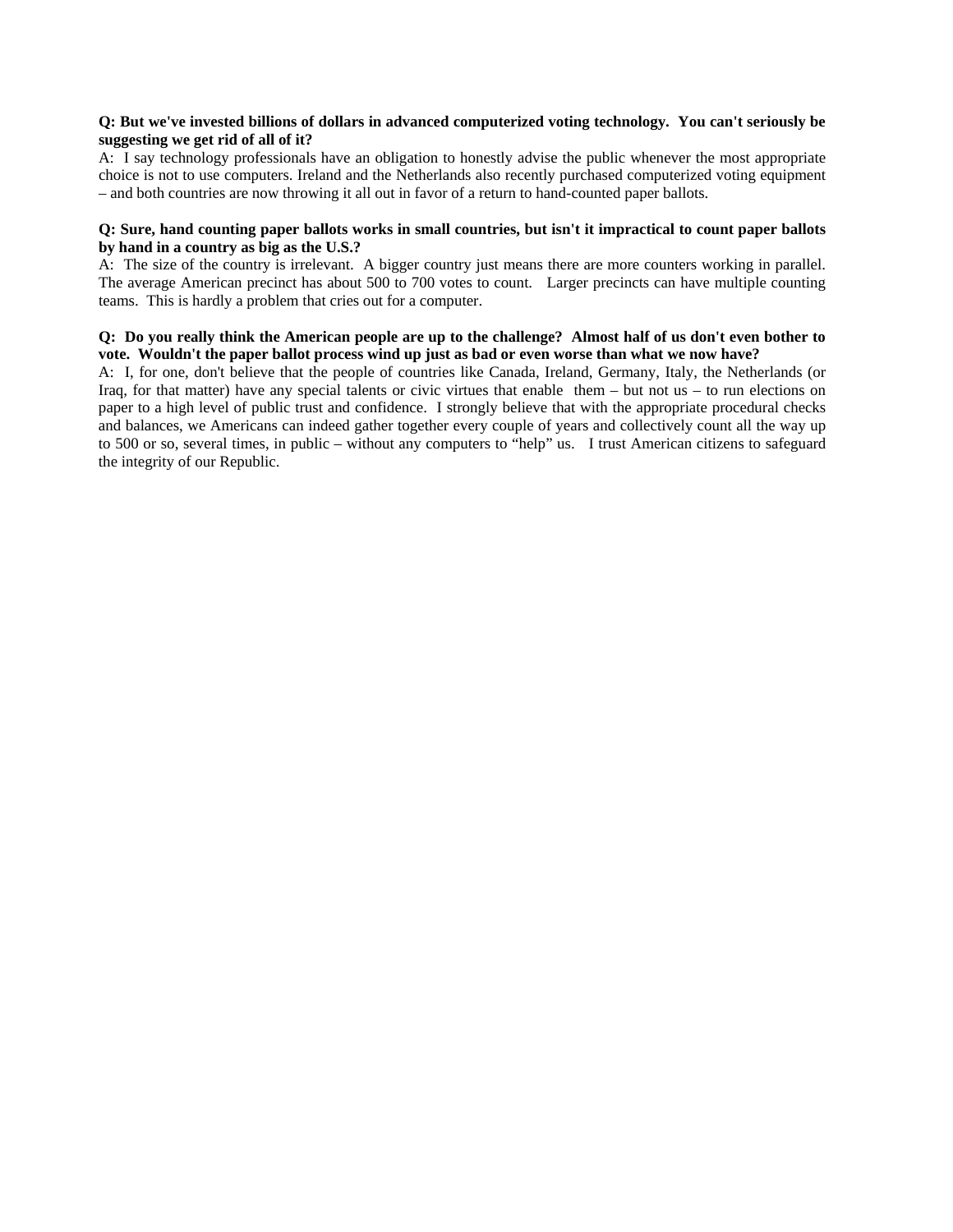**Q: But we've invested billions of dollars in advanced computerized voting technology. You can't seriously be suggesting we get rid of all of it?**

A: I say technology professionals have an obligation to honestly advise the public whenever the most appropriate choice is not to use computers. Ireland and the Netherlands also recently purchased computerized voting equipment – and both countries are now throwing it all out in favor of a return to hand-counted paper ballots.

**Q: Sure, hand counting paper ballots works in small countries, but isn't it impractical to count paper ballots by hand in a country as big as the U.S.?**

A: The size of the country is irrelevant. A bigger country just means there are more counters working in parallel. The average American precinct has about 500 to 700 votes to count. Larger precincts can have multiple counting teams. This is hardly a problem that cries out for a computer.

**Q: Do you really think the American people are up to the challenge? Almost half of us don't even bother to vote. Wouldn't the paper ballot process wind up just as bad or even worse than what we now have?**

A: I, for one, don't believe that the people of countries like Canada, Ireland, Germany, Italy, the Netherlands (or Iraq, for that matter) have any special talents or civic virtues that enable them – but not us – to run elections on paper to a high level of public trust and confidence. I strongly believe that with the appropriate procedural checks and balances, we Americans can indeed gather together every couple of years and collectively count all the way up to 500 or so, several times, in public – without any computers to "help" us. I trust American citizens to safeguard the integrity of our Republic.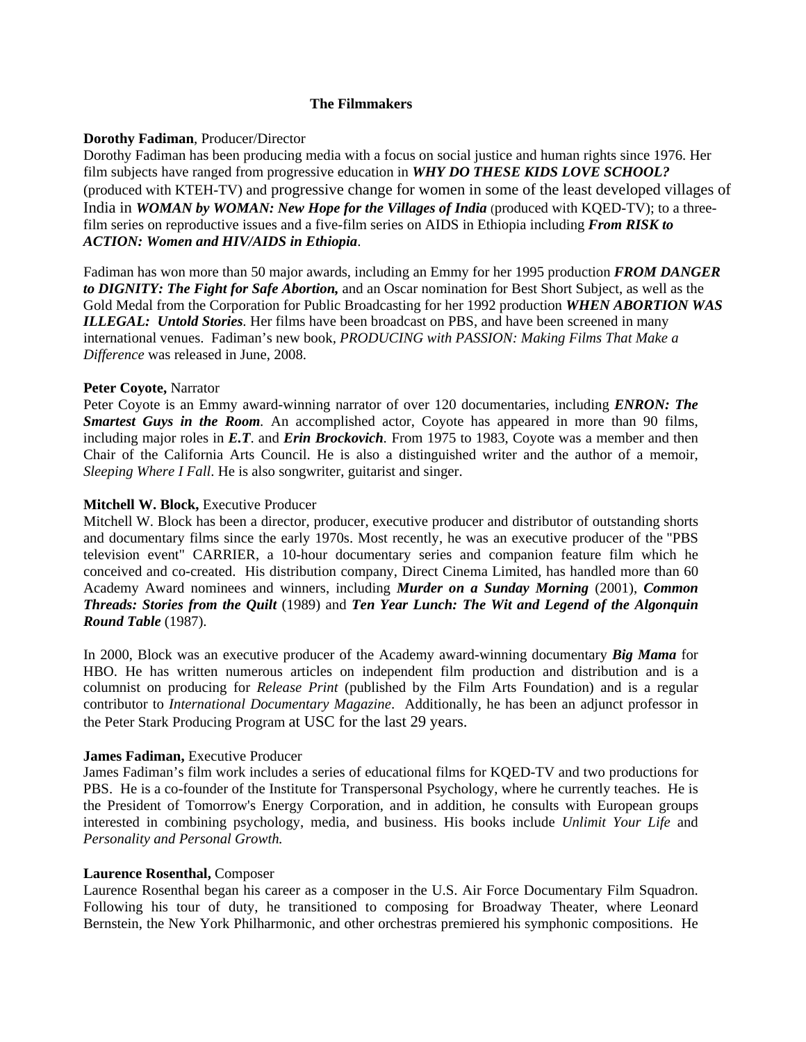## The Filmmakers

**Dorothy Fadiman**, Producer/Director
Dorothy Fadiman has been producing media with a focus on social justice and human rights since 1976. Her film subjects have ranged from progressive education in ***WHY DO THESE KIDS LOVE SCHOOL?*** (produced with KTEH-TV) and progressive change for women in some of the least developed villages of India in ***WOMAN by WOMAN: New Hope for the Villages of India*** (produced with KQED-TV); to a three-film series on reproductive issues and a five-film series on AIDS in Ethiopia including ***From RISK to ACTION: Women and HIV/AIDS in Ethiopia***.

Fadiman has won more than 50 major awards, including an Emmy for her 1995 production ***FROM DANGER to DIGNITY: The Fight for Safe Abortion,*** and an Oscar nomination for Best Short Subject, as well as the Gold Medal from the Corporation for Public Broadcasting for her 1992 production ***WHEN ABORTION WAS ILLEGAL: Untold Stories***. Her films have been broadcast on PBS, and have been screened in many international venues. Fadiman's new book, *PRODUCING with PASSION: Making Films That Make a Difference* was released in June, 2008.

**Peter Coyote,** Narrator
Peter Coyote is an Emmy award-winning narrator of over 120 documentaries, including ***ENRON: The Smartest Guys in the Room***. An accomplished actor, Coyote has appeared in more than 90 films, including major roles in ***E.T***. and ***Erin Brockovich***. From 1975 to 1983, Coyote was a member and then Chair of the California Arts Council. He is also a distinguished writer and the author of a memoir, *Sleeping Where I Fall*. He is also songwriter, guitarist and singer.

**Mitchell W. Block,** Executive Producer
Mitchell W. Block has been a director, producer, executive producer and distributor of outstanding shorts and documentary films since the early 1970s. Most recently, he was an executive producer of the "PBS television event" CARRIER, a 10-hour documentary series and companion feature film which he conceived and co-created. His distribution company, Direct Cinema Limited, has handled more than 60 Academy Award nominees and winners, including ***Murder on a Sunday Morning*** (2001), ***Common Threads: Stories from the Quilt*** (1989) and ***Ten Year Lunch: The Wit and Legend of the Algonquin Round Table*** (1987).

In 2000, Block was an executive producer of the Academy award-winning documentary ***Big Mama*** for HBO. He has written numerous articles on independent film production and distribution and is a columnist on producing for *Release Print* (published by the Film Arts Foundation) and is a regular contributor to *International Documentary Magazine*. Additionally, he has been an adjunct professor in the Peter Stark Producing Program at USC for the last 29 years.

**James Fadiman,** Executive Producer
James Fadiman's film work includes a series of educational films for KQED-TV and two productions for PBS. He is a co-founder of the Institute for Transpersonal Psychology, where he currently teaches. He is the President of Tomorrow's Energy Corporation, and in addition, he consults with European groups interested in combining psychology, media, and business. His books include *Unlimit Your Life* and *Personality and Personal Growth.*

**Laurence Rosenthal,** Composer
Laurence Rosenthal began his career as a composer in the U.S. Air Force Documentary Film Squadron. Following his tour of duty, he transitioned to composing for Broadway Theater, where Leonard Bernstein, the New York Philharmonic, and other orchestras premiered his symphonic compositions. He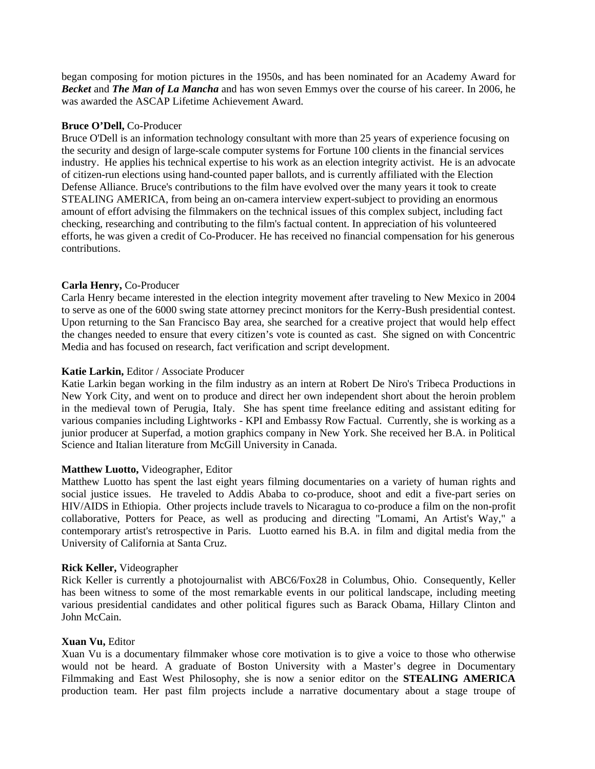began composing for motion pictures in the 1950s, and has been nominated for an Academy Award for ***Becket*** and ***The Man of La Mancha*** and has won seven Emmys over the course of his career. In 2006, he was awarded the ASCAP Lifetime Achievement Award.

**Bruce O'Dell,** Co-Producer
Bruce O'Dell is an information technology consultant with more than 25 years of experience focusing on the security and design of large-scale computer systems for Fortune 100 clients in the financial services industry. He applies his technical expertise to his work as an election integrity activist. He is an advocate of citizen-run elections using hand-counted paper ballots, and is currently affiliated with the Election Defense Alliance. Bruce's contributions to the film have evolved over the many years it took to create STEALING AMERICA, from being an on-camera interview expert-subject to providing an enormous amount of effort advising the filmmakers on the technical issues of this complex subject, including fact checking, researching and contributing to the film's factual content. In appreciation of his volunteered efforts, he was given a credit of Co-Producer. He has received no financial compensation for his generous contributions.

**Carla Henry,** Co-Producer
Carla Henry became interested in the election integrity movement after traveling to New Mexico in 2004 to serve as one of the 6000 swing state attorney precinct monitors for the Kerry-Bush presidential contest. Upon returning to the San Francisco Bay area, she searched for a creative project that would help effect the changes needed to ensure that every citizen's vote is counted as cast. She signed on with Concentric Media and has focused on research, fact verification and script development.

**Katie Larkin,** Editor / Associate Producer
Katie Larkin began working in the film industry as an intern at Robert De Niro's Tribeca Productions in New York City, and went on to produce and direct her own independent short about the heroin problem in the medieval town of Perugia, Italy. She has spent time freelance editing and assistant editing for various companies including Lightworks - KPI and Embassy Row Factual. Currently, she is working as a junior producer at Superfad, a motion graphics company in New York. She received her B.A. in Political Science and Italian literature from McGill University in Canada.

**Matthew Luotto,** Videographer, Editor
Matthew Luotto has spent the last eight years filming documentaries on a variety of human rights and social justice issues. He traveled to Addis Ababa to co-produce, shoot and edit a five-part series on HIV/AIDS in Ethiopia. Other projects include travels to Nicaragua to co-produce a film on the non-profit collaborative, Potters for Peace, as well as producing and directing "Lomami, An Artist's Way," a contemporary artist's retrospective in Paris. Luotto earned his B.A. in film and digital media from the University of California at Santa Cruz.

**Rick Keller,** Videographer
Rick Keller is currently a photojournalist with ABC6/Fox28 in Columbus, Ohio. Consequently, Keller has been witness to some of the most remarkable events in our political landscape, including meeting various presidential candidates and other political figures such as Barack Obama, Hillary Clinton and John McCain.

**Xuan Vu,** Editor
Xuan Vu is a documentary filmmaker whose core motivation is to give a voice to those who otherwise would not be heard. A graduate of Boston University with a Master's degree in Documentary Filmmaking and East West Philosophy, she is now a senior editor on the **STEALING AMERICA** production team. Her past film projects include a narrative documentary about a stage troupe of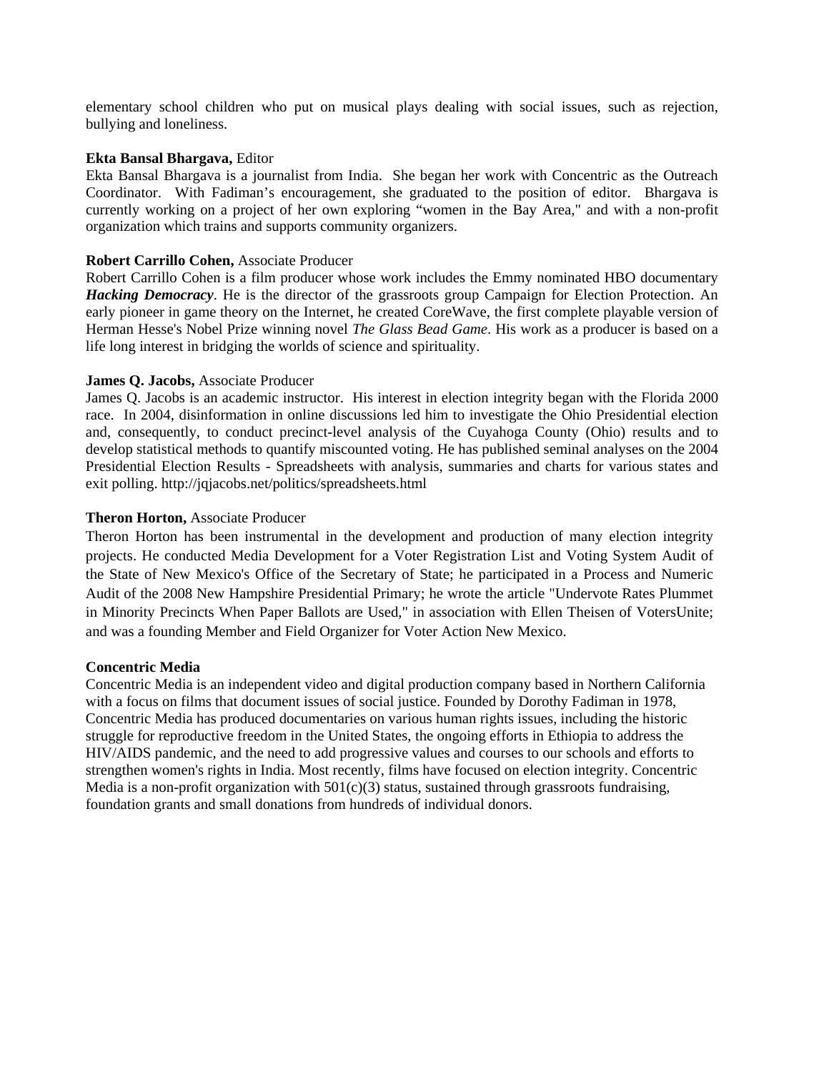elementary school children who put on musical plays dealing with social issues, such as rejection, bullying and loneliness.

**Ekta Bansal Bhargava,** Editor
Ekta Bansal Bhargava is a journalist from India. She began her work with Concentric as the Outreach Coordinator. With Fadiman's encouragement, she graduated to the position of editor. Bhargava is currently working on a project of her own exploring "women in the Bay Area," and with a non-profit organization which trains and supports community organizers.

**Robert Carrillo Cohen,** Associate Producer
Robert Carrillo Cohen is a film producer whose work includes the Emmy nominated HBO documentary ***Hacking Democracy***. He is the director of the grassroots group Campaign for Election Protection. An early pioneer in game theory on the Internet, he created CoreWave, the first complete playable version of Herman Hesse's Nobel Prize winning novel *The Glass Bead Game*. His work as a producer is based on a life long interest in bridging the worlds of science and spirituality.

**James Q. Jacobs,** Associate Producer
James Q. Jacobs is an academic instructor. His interest in election integrity began with the Florida 2000 race. In 2004, disinformation in online discussions led him to investigate the Ohio Presidential election and, consequently, to conduct precinct-level analysis of the Cuyahoga County (Ohio) results and to develop statistical methods to quantify miscounted voting. He has published seminal analyses on the 2004 Presidential Election Results - Spreadsheets with analysis, summaries and charts for various states and exit polling. http://jqjacobs.net/politics/spreadsheets.html

**Theron Horton,** Associate Producer
Theron Horton has been instrumental in the development and production of many election integrity projects. He conducted Media Development for a Voter Registration List and Voting System Audit of the State of New Mexico's Office of the Secretary of State; he participated in a Process and Numeric Audit of the 2008 New Hampshire Presidential Primary; he wrote the article "Undervote Rates Plummet in Minority Precincts When Paper Ballots are Used," in association with Ellen Theisen of VotersUnite; and was a founding Member and Field Organizer for Voter Action New Mexico.

**Concentric Media**
Concentric Media is an independent video and digital production company based in Northern California with a focus on films that document issues of social justice. Founded by Dorothy Fadiman in 1978, Concentric Media has produced documentaries on various human rights issues, including the historic struggle for reproductive freedom in the United States, the ongoing efforts in Ethiopia to address the HIV/AIDS pandemic, and the need to add progressive values and courses to our schools and efforts to strengthen women's rights in India. Most recently, films have focused on election integrity. Concentric Media is a non-profit organization with 501(c)(3) status, sustained through grassroots fundraising, foundation grants and small donations from hundreds of individual donors.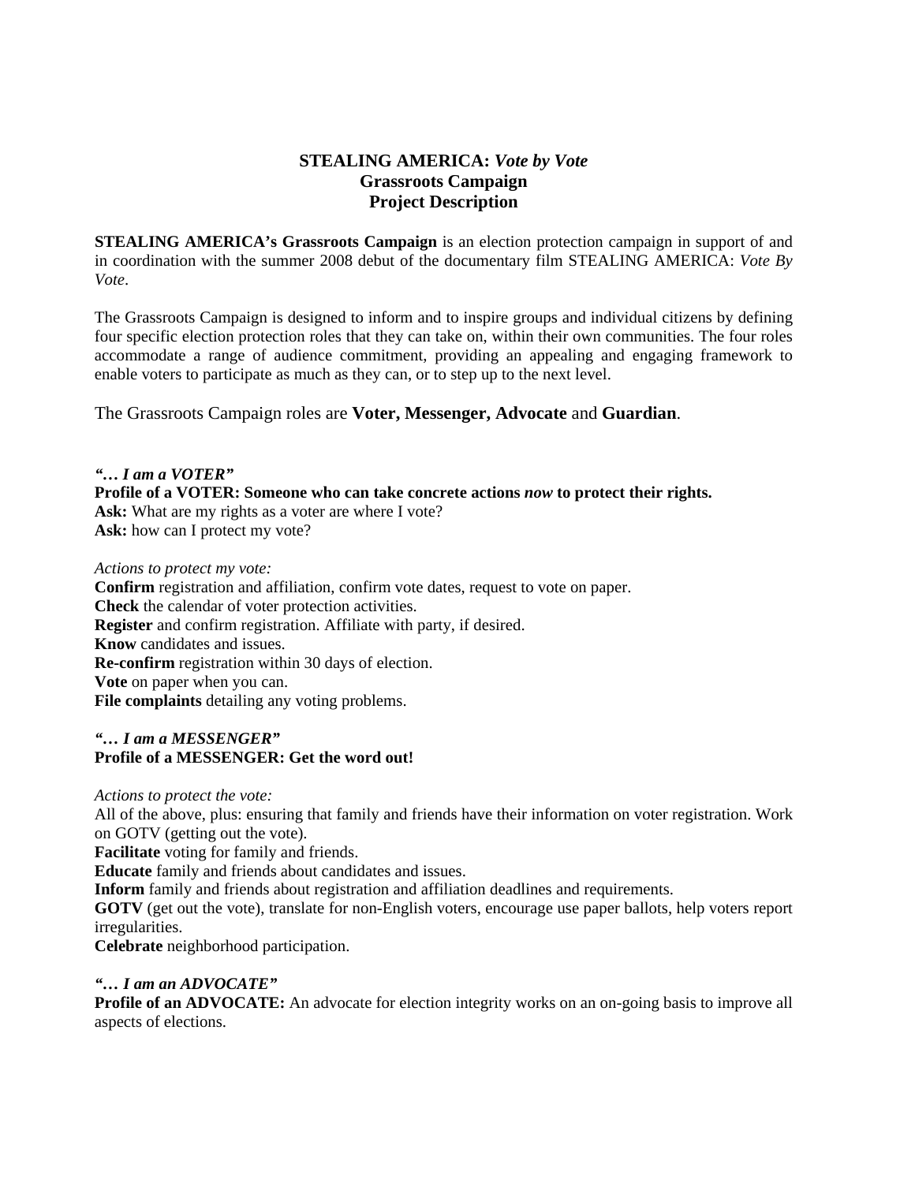# STEALING AMERICA: *Vote by Vote*
## Grassroots Campaign
## Project Description

**STEALING AMERICA's Grassroots Campaign** is an election protection campaign in support of and in coordination with the summer 2008 debut of the documentary film STEALING AMERICA: *Vote By Vote*.

The Grassroots Campaign is designed to inform and to inspire groups and individual citizens by defining four specific election protection roles that they can take on, within their own communities. The four roles accommodate a range of audience commitment, providing an appealing and engaging framework to enable voters to participate as much as they can, or to step up to the next level.

The Grassroots Campaign roles are **Voter, Messenger, Advocate** and **Guardian**.

***"… I am a VOTER"***

**Profile of a VOTER: Someone who can take concrete actions *now* to protect their rights.**

**Ask:** What are my rights as a voter are where I vote?

**Ask:** how can I protect my vote?

*Actions to protect my vote:*

**Confirm** registration and affiliation, confirm vote dates, request to vote on paper.

**Check** the calendar of voter protection activities.

**Register** and confirm registration. Affiliate with party, if desired.

**Know** candidates and issues.

**Re-confirm** registration within 30 days of election.

**Vote** on paper when you can.

**File complaints** detailing any voting problems.

***"… I am a MESSENGER"***

**Profile of a MESSENGER: Get the word out!**

*Actions to protect the vote:*

All of the above, plus: ensuring that family and friends have their information on voter registration. Work on GOTV (getting out the vote).

**Facilitate** voting for family and friends.

**Educate** family and friends about candidates and issues.

**Inform** family and friends about registration and affiliation deadlines and requirements.

**GOTV** (get out the vote), translate for non-English voters, encourage use paper ballots, help voters report irregularities.

**Celebrate** neighborhood participation.

***"… I am an ADVOCATE"***

**Profile of an ADVOCATE:** An advocate for election integrity works on an on-going basis to improve all aspects of elections.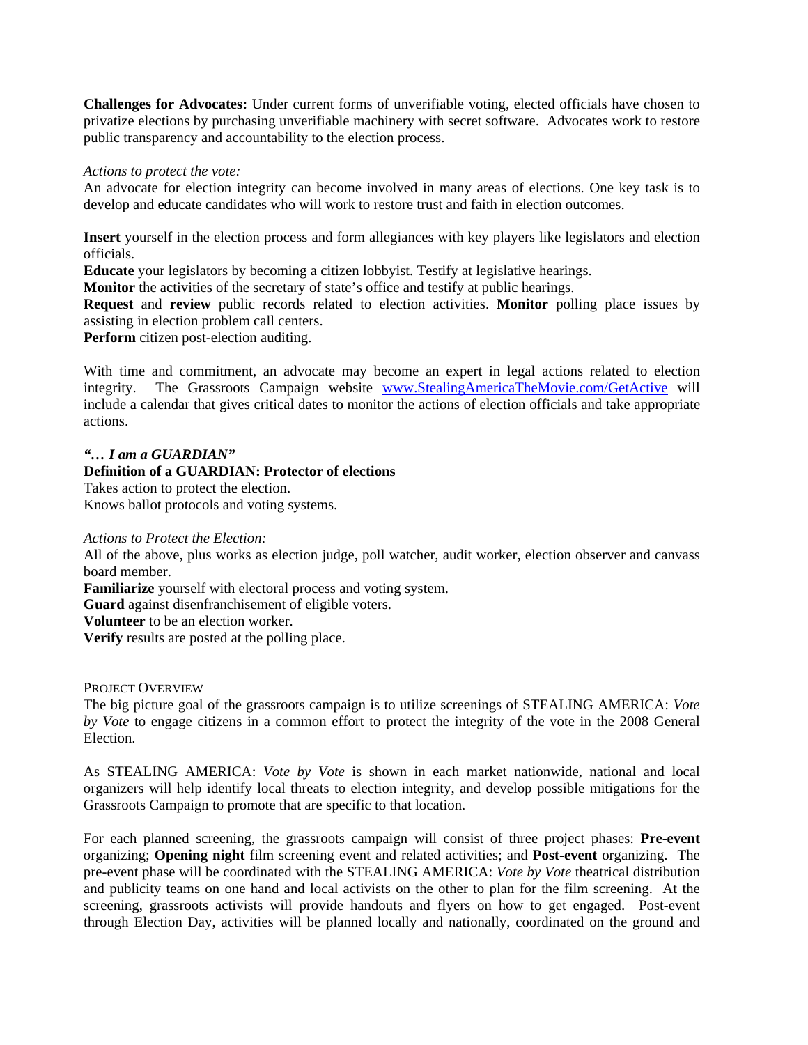**Challenges for Advocates:** Under current forms of unverifiable voting, elected officials have chosen to privatize elections by purchasing unverifiable machinery with secret software. Advocates work to restore public transparency and accountability to the election process.

*Actions to protect the vote:*

An advocate for election integrity can become involved in many areas of elections. One key task is to develop and educate candidates who will work to restore trust and faith in election outcomes.

**Insert** yourself in the election process and form allegiances with key players like legislators and election officials.
**Educate** your legislators by becoming a citizen lobbyist. Testify at legislative hearings.
**Monitor** the activities of the secretary of state's office and testify at public hearings.
**Request** and **review** public records related to election activities. **Monitor** polling place issues by assisting in election problem call centers.
**Perform** citizen post-election auditing.

With time and commitment, an advocate may become an expert in legal actions related to election integrity. The Grassroots Campaign website www.StealingAmericaTheMovie.com/GetActive will include a calendar that gives critical dates to monitor the actions of election officials and take appropriate actions.

***"… I am a GUARDIAN"***

**Definition of a GUARDIAN: Protector of elections**

Takes action to protect the election.
Knows ballot protocols and voting systems.

*Actions to Protect the Election:*

All of the above, plus works as election judge, poll watcher, audit worker, election observer and canvass board member.
**Familiarize** yourself with electoral process and voting system.
**Guard** against disenfranchisement of eligible voters.
**Volunteer** to be an election worker.
**Verify** results are posted at the polling place.

PROJECT OVERVIEW

The big picture goal of the grassroots campaign is to utilize screenings of STEALING AMERICA: *Vote by Vote* to engage citizens in a common effort to protect the integrity of the vote in the 2008 General Election.

As STEALING AMERICA: *Vote by Vote* is shown in each market nationwide, national and local organizers will help identify local threats to election integrity, and develop possible mitigations for the Grassroots Campaign to promote that are specific to that location.

For each planned screening, the grassroots campaign will consist of three project phases: **Pre-event** organizing; **Opening night** film screening event and related activities; and **Post-event** organizing. The pre-event phase will be coordinated with the STEALING AMERICA: *Vote by Vote* theatrical distribution and publicity teams on one hand and local activists on the other to plan for the film screening. At the screening, grassroots activists will provide handouts and flyers on how to get engaged. Post-event through Election Day, activities will be planned locally and nationally, coordinated on the ground and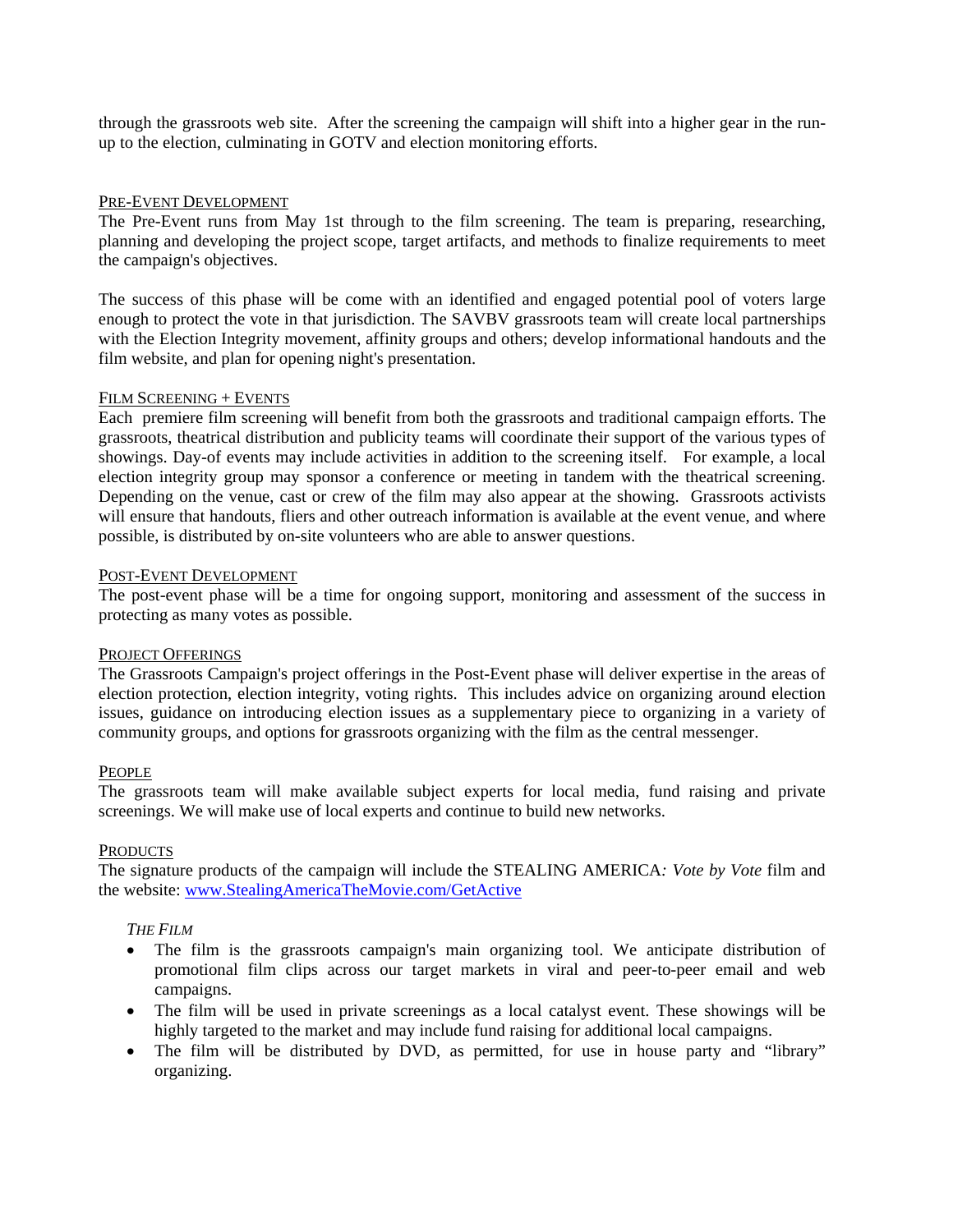through the grassroots web site. After the screening the campaign will shift into a higher gear in the run-up to the election, culminating in GOTV and election monitoring efforts.

## Pre-Event Development

The Pre-Event runs from May 1st through to the film screening. The team is preparing, researching, planning and developing the project scope, target artifacts, and methods to finalize requirements to meet the campaign's objectives.

The success of this phase will be come with an identified and engaged potential pool of voters large enough to protect the vote in that jurisdiction. The SAVBV grassroots team will create local partnerships with the Election Integrity movement, affinity groups and others; develop informational handouts and the film website, and plan for opening night's presentation.

## Film Screening + Events

Each premiere film screening will benefit from both the grassroots and traditional campaign efforts. The grassroots, theatrical distribution and publicity teams will coordinate their support of the various types of showings. Day-of events may include activities in addition to the screening itself. For example, a local election integrity group may sponsor a conference or meeting in tandem with the theatrical screening. Depending on the venue, cast or crew of the film may also appear at the showing. Grassroots activists will ensure that handouts, fliers and other outreach information is available at the event venue, and where possible, is distributed by on-site volunteers who are able to answer questions.

## Post-Event Development

The post-event phase will be a time for ongoing support, monitoring and assessment of the success in protecting as many votes as possible.

## Project Offerings

The Grassroots Campaign's project offerings in the Post-Event phase will deliver expertise in the areas of election protection, election integrity, voting rights. This includes advice on organizing around election issues, guidance on introducing election issues as a supplementary piece to organizing in a variety of community groups, and options for grassroots organizing with the film as the central messenger.

## People

The grassroots team will make available subject experts for local media, fund raising and private screenings. We will make use of local experts and continue to build new networks.

## Products

The signature products of the campaign will include the STEALING AMERICA*: Vote by Vote* film and the website: [www.StealingAmericaTheMovie.com/GetActive](www.StealingAmericaTheMovie.com/GetActive)

### *The Film*

- The film is the grassroots campaign's main organizing tool. We anticipate distribution of promotional film clips across our target markets in viral and peer-to-peer email and web campaigns.
- The film will be used in private screenings as a local catalyst event. These showings will be highly targeted to the market and may include fund raising for additional local campaigns.
- The film will be distributed by DVD, as permitted, for use in house party and "library" organizing.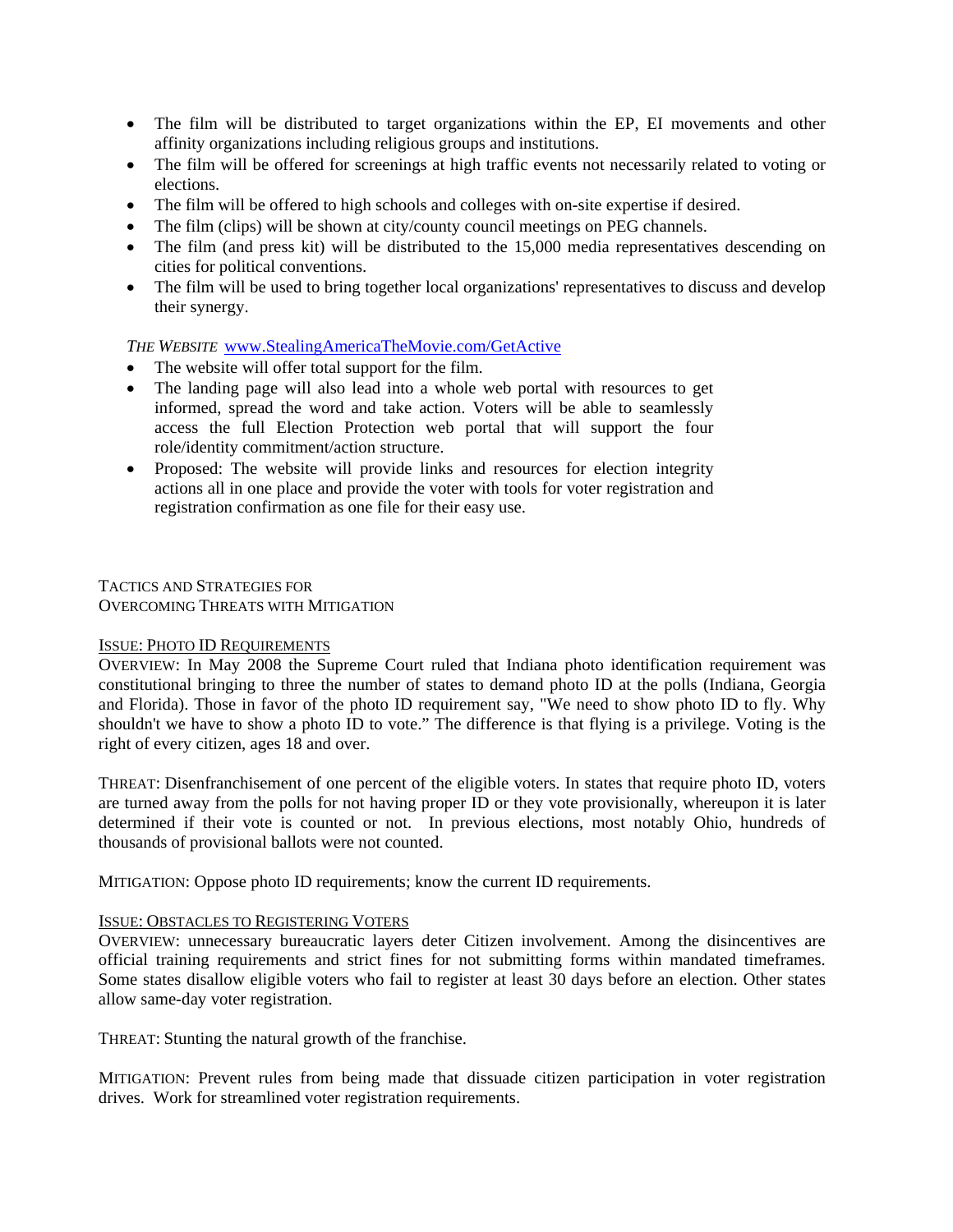- The film will be distributed to target organizations within the EP, EI movements and other affinity organizations including religious groups and institutions.
- The film will be offered for screenings at high traffic events not necessarily related to voting or elections.
- The film will be offered to high schools and colleges with on-site expertise if desired.
- The film (clips) will be shown at city/county council meetings on PEG channels.
- The film (and press kit) will be distributed to the 15,000 media representatives descending on cities for political conventions.
- The film will be used to bring together local organizations' representatives to discuss and develop their synergy.

*THE WEBSITE* www.StealingAmericaTheMovie.com/GetActive

- The website will offer total support for the film.
- The landing page will also lead into a whole web portal with resources to get informed, spread the word and take action. Voters will be able to seamlessly access the full Election Protection web portal that will support the four role/identity commitment/action structure.
- Proposed: The website will provide links and resources for election integrity actions all in one place and provide the voter with tools for voter registration and registration confirmation as one file for their easy use.

TACTICS AND STRATEGIES FOR
OVERCOMING THREATS WITH MITIGATION

ISSUE: PHOTO ID REQUIREMENTS

OVERVIEW: In May 2008 the Supreme Court ruled that Indiana photo identification requirement was constitutional bringing to three the number of states to demand photo ID at the polls (Indiana, Georgia and Florida). Those in favor of the photo ID requirement say, "We need to show photo ID to fly. Why shouldn't we have to show a photo ID to vote." The difference is that flying is a privilege. Voting is the right of every citizen, ages 18 and over.

THREAT: Disenfranchisement of one percent of the eligible voters. In states that require photo ID, voters are turned away from the polls for not having proper ID or they vote provisionally, whereupon it is later determined if their vote is counted or not. In previous elections, most notably Ohio, hundreds of thousands of provisional ballots were not counted.

MITIGATION: Oppose photo ID requirements; know the current ID requirements.

ISSUE: OBSTACLES TO REGISTERING VOTERS

OVERVIEW: unnecessary bureaucratic layers deter Citizen involvement. Among the disincentives are official training requirements and strict fines for not submitting forms within mandated timeframes. Some states disallow eligible voters who fail to register at least 30 days before an election. Other states allow same-day voter registration.

THREAT: Stunting the natural growth of the franchise.

MITIGATION: Prevent rules from being made that dissuade citizen participation in voter registration drives. Work for streamlined voter registration requirements.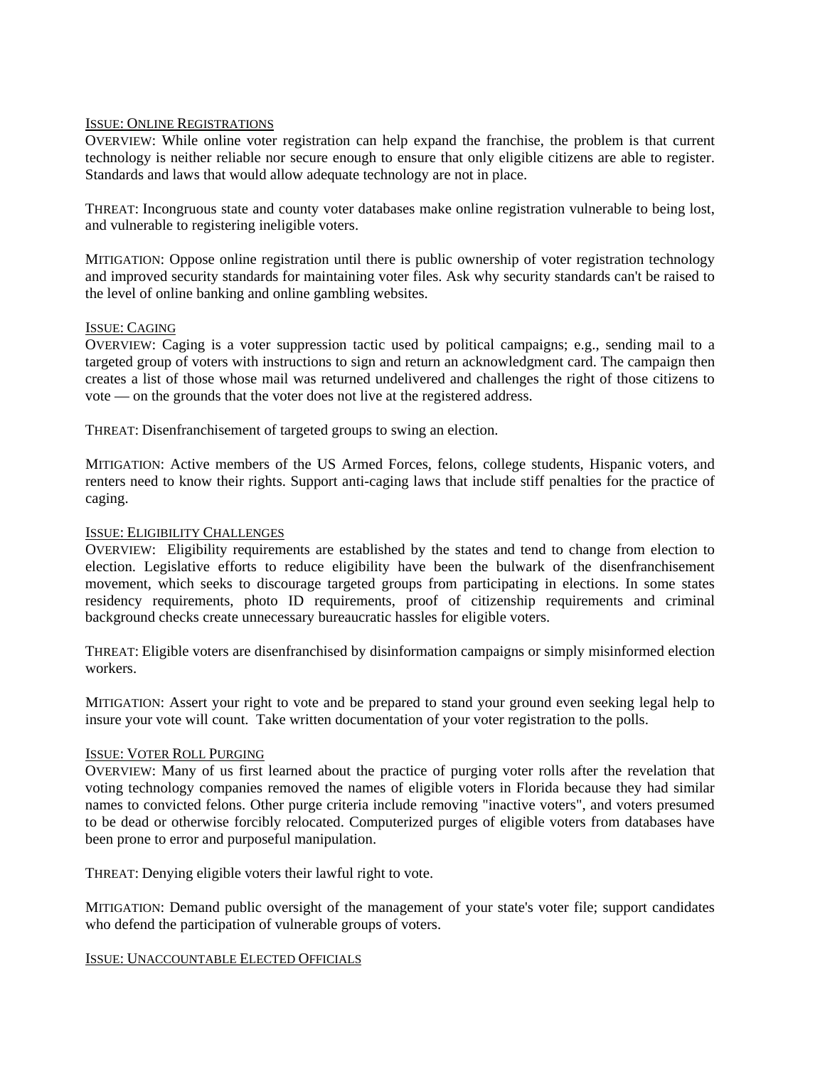ISSUE: ONLINE REGISTRATIONS

OVERVIEW: While online voter registration can help expand the franchise, the problem is that current technology is neither reliable nor secure enough to ensure that only eligible citizens are able to register. Standards and laws that would allow adequate technology are not in place.

THREAT: Incongruous state and county voter databases make online registration vulnerable to being lost, and vulnerable to registering ineligible voters.

MITIGATION: Oppose online registration until there is public ownership of voter registration technology and improved security standards for maintaining voter files. Ask why security standards can't be raised to the level of online banking and online gambling websites.

ISSUE: CAGING

OVERVIEW: Caging is a voter suppression tactic used by political campaigns; e.g., sending mail to a targeted group of voters with instructions to sign and return an acknowledgment card. The campaign then creates a list of those whose mail was returned undelivered and challenges the right of those citizens to vote — on the grounds that the voter does not live at the registered address.

THREAT: Disenfranchisement of targeted groups to swing an election.

MITIGATION: Active members of the US Armed Forces, felons, college students, Hispanic voters, and renters need to know their rights. Support anti-caging laws that include stiff penalties for the practice of caging.

ISSUE: ELIGIBILITY CHALLENGES

OVERVIEW: Eligibility requirements are established by the states and tend to change from election to election. Legislative efforts to reduce eligibility have been the bulwark of the disenfranchisement movement, which seeks to discourage targeted groups from participating in elections. In some states residency requirements, photo ID requirements, proof of citizenship requirements and criminal background checks create unnecessary bureaucratic hassles for eligible voters.

THREAT: Eligible voters are disenfranchised by disinformation campaigns or simply misinformed election workers.

MITIGATION: Assert your right to vote and be prepared to stand your ground even seeking legal help to insure your vote will count. Take written documentation of your voter registration to the polls.

ISSUE: VOTER ROLL PURGING

OVERVIEW: Many of us first learned about the practice of purging voter rolls after the revelation that voting technology companies removed the names of eligible voters in Florida because they had similar names to convicted felons. Other purge criteria include removing "inactive voters", and voters presumed to be dead or otherwise forcibly relocated. Computerized purges of eligible voters from databases have been prone to error and purposeful manipulation.

THREAT: Denying eligible voters their lawful right to vote.

MITIGATION: Demand public oversight of the management of your state's voter file; support candidates who defend the participation of vulnerable groups of voters.

ISSUE: UNACCOUNTABLE ELECTED OFFICIALS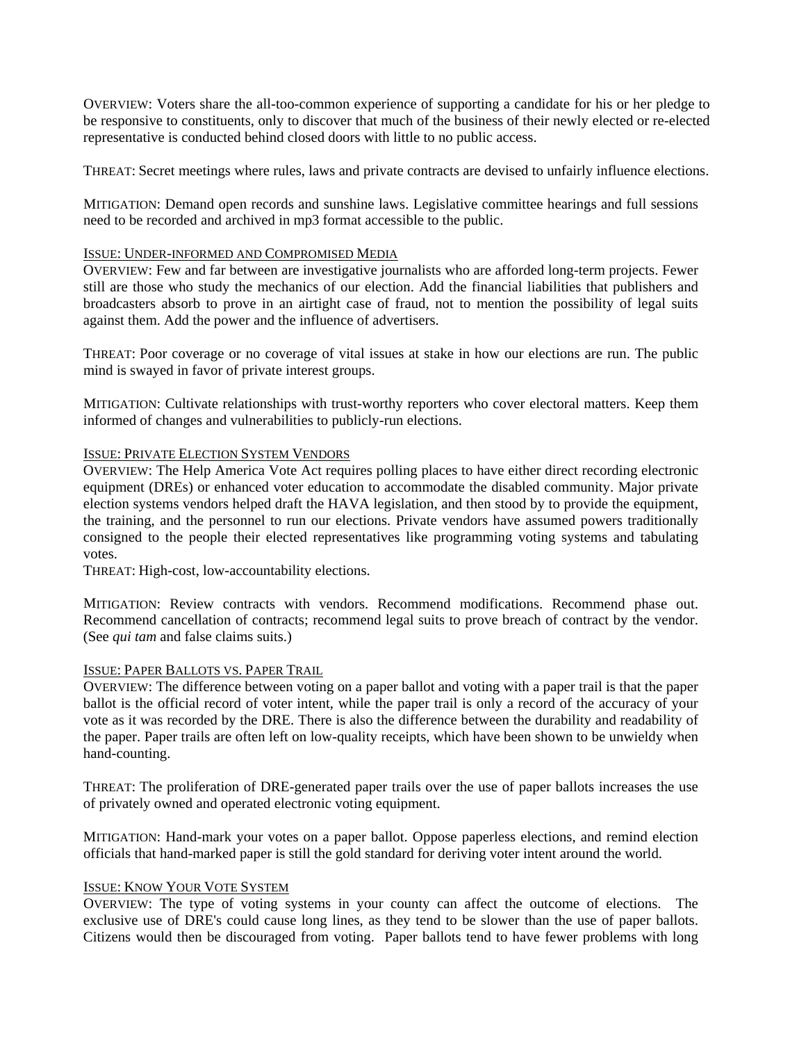OVERVIEW: Voters share the all-too-common experience of supporting a candidate for his or her pledge to be responsive to constituents, only to discover that much of the business of their newly elected or re-elected representative is conducted behind closed doors with little to no public access.

THREAT: Secret meetings where rules, laws and private contracts are devised to unfairly influence elections.

MITIGATION: Demand open records and sunshine laws. Legislative committee hearings and full sessions need to be recorded and archived in mp3 format accessible to the public.

ISSUE: UNDER-INFORMED AND COMPROMISED MEDIA

OVERVIEW: Few and far between are investigative journalists who are afforded long-term projects. Fewer still are those who study the mechanics of our election. Add the financial liabilities that publishers and broadcasters absorb to prove in an airtight case of fraud, not to mention the possibility of legal suits against them. Add the power and the influence of advertisers.

THREAT: Poor coverage or no coverage of vital issues at stake in how our elections are run. The public mind is swayed in favor of private interest groups.

MITIGATION: Cultivate relationships with trust-worthy reporters who cover electoral matters. Keep them informed of changes and vulnerabilities to publicly-run elections.

ISSUE: PRIVATE ELECTION SYSTEM VENDORS

OVERVIEW: The Help America Vote Act requires polling places to have either direct recording electronic equipment (DREs) or enhanced voter education to accommodate the disabled community. Major private election systems vendors helped draft the HAVA legislation, and then stood by to provide the equipment, the training, and the personnel to run our elections. Private vendors have assumed powers traditionally consigned to the people their elected representatives like programming voting systems and tabulating votes.

THREAT: High-cost, low-accountability elections.

MITIGATION: Review contracts with vendors. Recommend modifications. Recommend phase out. Recommend cancellation of contracts; recommend legal suits to prove breach of contract by the vendor. (See *qui tam* and false claims suits.)

ISSUE: PAPER BALLOTS VS. PAPER TRAIL

OVERVIEW: The difference between voting on a paper ballot and voting with a paper trail is that the paper ballot is the official record of voter intent, while the paper trail is only a record of the accuracy of your vote as it was recorded by the DRE. There is also the difference between the durability and readability of the paper. Paper trails are often left on low-quality receipts, which have been shown to be unwieldy when hand-counting.

THREAT: The proliferation of DRE-generated paper trails over the use of paper ballots increases the use of privately owned and operated electronic voting equipment.

MITIGATION: Hand-mark your votes on a paper ballot. Oppose paperless elections, and remind election officials that hand-marked paper is still the gold standard for deriving voter intent around the world.

ISSUE: KNOW YOUR VOTE SYSTEM

OVERVIEW: The type of voting systems in your county can affect the outcome of elections. The exclusive use of DRE's could cause long lines, as they tend to be slower than the use of paper ballots. Citizens would then be discouraged from voting. Paper ballots tend to have fewer problems with long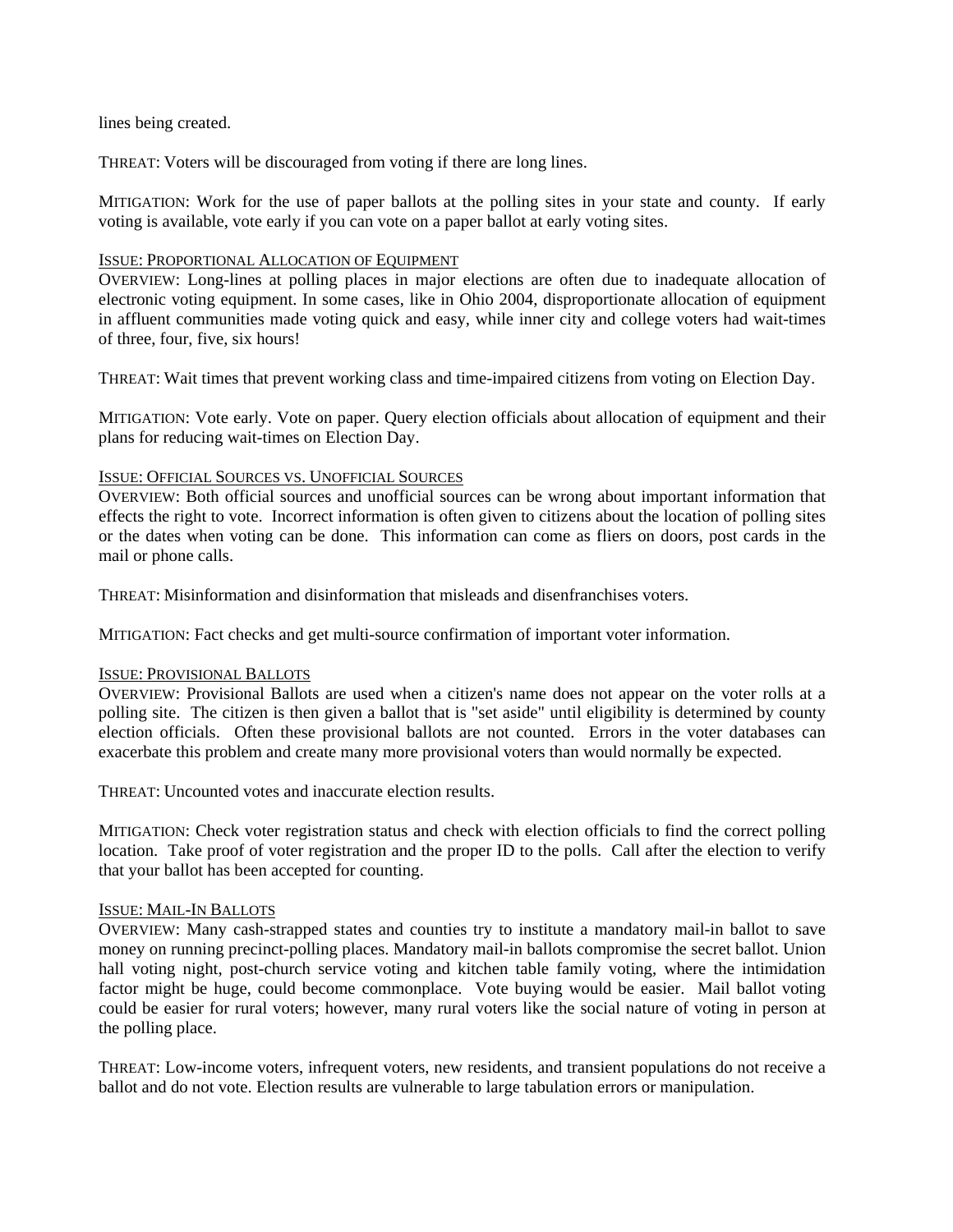lines being created.

THREAT: Voters will be discouraged from voting if there are long lines.

MITIGATION: Work for the use of paper ballots at the polling sites in your state and county. If early voting is available, vote early if you can vote on a paper ballot at early voting sites.

ISSUE: PROPORTIONAL ALLOCATION OF EQUIPMENT

OVERVIEW: Long-lines at polling places in major elections are often due to inadequate allocation of electronic voting equipment. In some cases, like in Ohio 2004, disproportionate allocation of equipment in affluent communities made voting quick and easy, while inner city and college voters had wait-times of three, four, five, six hours!

THREAT: Wait times that prevent working class and time-impaired citizens from voting on Election Day.

MITIGATION: Vote early. Vote on paper. Query election officials about allocation of equipment and their plans for reducing wait-times on Election Day.

ISSUE: OFFICIAL SOURCES VS. UNOFFICIAL SOURCES

OVERVIEW: Both official sources and unofficial sources can be wrong about important information that effects the right to vote. Incorrect information is often given to citizens about the location of polling sites or the dates when voting can be done. This information can come as fliers on doors, post cards in the mail or phone calls.

THREAT: Misinformation and disinformation that misleads and disenfranchises voters.

MITIGATION: Fact checks and get multi-source confirmation of important voter information.

ISSUE: PROVISIONAL BALLOTS

OVERVIEW: Provisional Ballots are used when a citizen's name does not appear on the voter rolls at a polling site. The citizen is then given a ballot that is "set aside" until eligibility is determined by county election officials. Often these provisional ballots are not counted. Errors in the voter databases can exacerbate this problem and create many more provisional voters than would normally be expected.

THREAT: Uncounted votes and inaccurate election results.

MITIGATION: Check voter registration status and check with election officials to find the correct polling location. Take proof of voter registration and the proper ID to the polls. Call after the election to verify that your ballot has been accepted for counting.

ISSUE: MAIL-IN BALLOTS

OVERVIEW: Many cash-strapped states and counties try to institute a mandatory mail-in ballot to save money on running precinct-polling places. Mandatory mail-in ballots compromise the secret ballot. Union hall voting night, post-church service voting and kitchen table family voting, where the intimidation factor might be huge, could become commonplace. Vote buying would be easier. Mail ballot voting could be easier for rural voters; however, many rural voters like the social nature of voting in person at the polling place.

THREAT: Low-income voters, infrequent voters, new residents, and transient populations do not receive a ballot and do not vote. Election results are vulnerable to large tabulation errors or manipulation.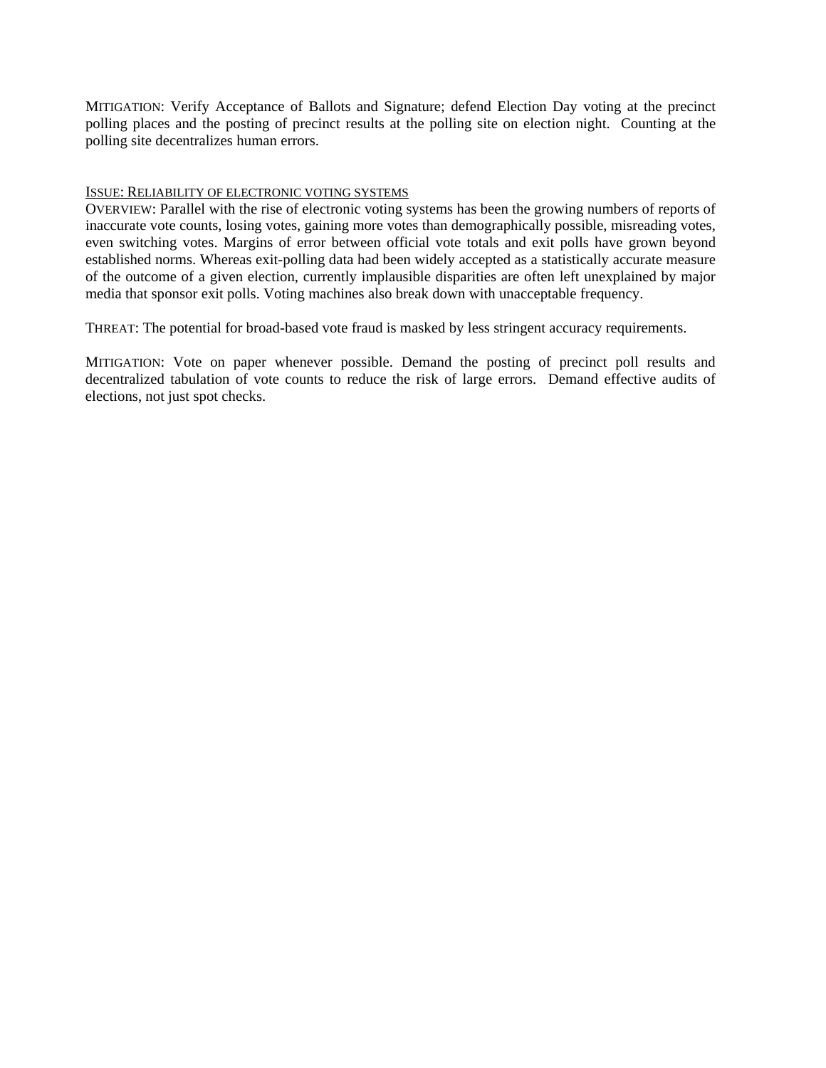MITIGATION: Verify Acceptance of Ballots and Signature; defend Election Day voting at the precinct polling places and the posting of precinct results at the polling site on election night. Counting at the polling site decentralizes human errors.

ISSUE: RELIABILITY OF ELECTRONIC VOTING SYSTEMS

OVERVIEW: Parallel with the rise of electronic voting systems has been the growing numbers of reports of inaccurate vote counts, losing votes, gaining more votes than demographically possible, misreading votes, even switching votes. Margins of error between official vote totals and exit polls have grown beyond established norms. Whereas exit-polling data had been widely accepted as a statistically accurate measure of the outcome of a given election, currently implausible disparities are often left unexplained by major media that sponsor exit polls. Voting machines also break down with unacceptable frequency.

THREAT: The potential for broad-based vote fraud is masked by less stringent accuracy requirements.

MITIGATION: Vote on paper whenever possible. Demand the posting of precinct poll results and decentralized tabulation of vote counts to reduce the risk of large errors. Demand effective audits of elections, not just spot checks.